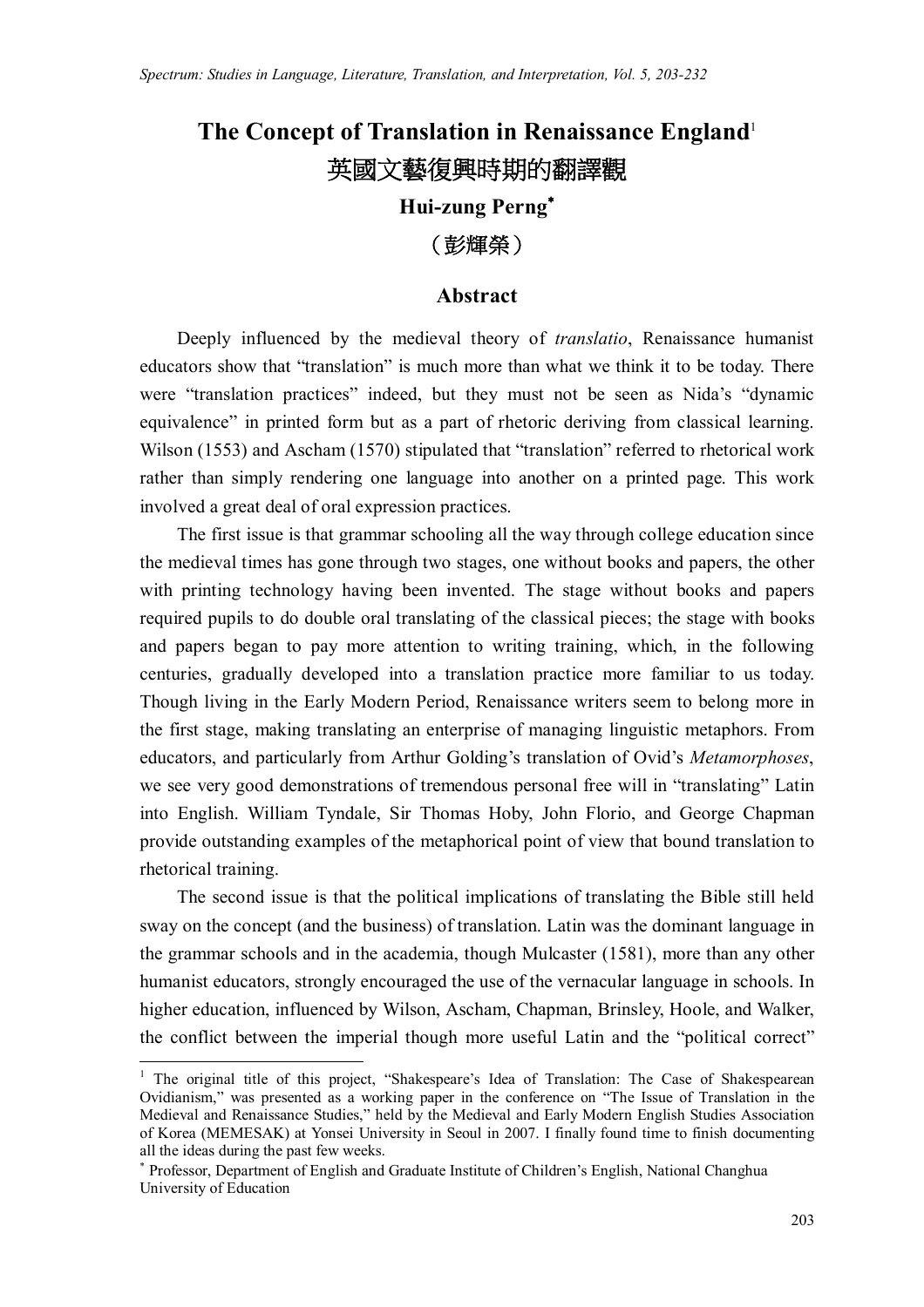# The Concept of Translation in Renaissance England[1]

# 英國文藝復興時期的翻譯觀

**Hui-zung Perng***

（彭輝榮）

## Abstract

Deeply influenced by the medieval theory of *translatio*, Renaissance humanist educators show that "translation" is much more than what we think it to be today. There were "translation practices" indeed, but they must not be seen as Nida's "dynamic equivalence" in printed form but as a part of rhetoric deriving from classical learning. Wilson (1553) and Ascham (1570) stipulated that "translation" referred to rhetorical work rather than simply rendering one language into another on a printed page. This work involved a great deal of oral expression practices.

The first issue is that grammar schooling all the way through college education since the medieval times has gone through two stages, one without books and papers, the other with printing technology having been invented. The stage without books and papers required pupils to do double oral translating of the classical pieces; the stage with books and papers began to pay more attention to writing training, which, in the following centuries, gradually developed into a translation practice more familiar to us today. Though living in the Early Modern Period, Renaissance writers seem to belong more in the first stage, making translating an enterprise of managing linguistic metaphors. From educators, and particularly from Arthur Golding's translation of Ovid's *Metamorphoses*, we see very good demonstrations of tremendous personal free will in "translating" Latin into English. William Tyndale, Sir Thomas Hoby, John Florio, and George Chapman provide outstanding examples of the metaphorical point of view that bound translation to rhetorical training.

The second issue is that the political implications of translating the Bible still held sway on the concept (and the business) of translation. Latin was the dominant language in the grammar schools and in the academia, though Mulcaster (1581), more than any other humanist educators, strongly encouraged the use of the vernacular language in schools. In higher education, influenced by Wilson, Ascham, Chapman, Brinsley, Hoole, and Walker, the conflict between the imperial though more useful Latin and the "political correct"

---

[1] The original title of this project, "Shakespeare's Idea of Translation: The Case of Shakespearean Ovidianism," was presented as a working paper in the conference on "The Issue of Translation in the Medieval and Renaissance Studies," held by the Medieval and Early Modern English Studies Association of Korea (MEMESAK) at Yonsei University in Seoul in 2007. I finally found time to finish documenting all the ideas during the past few weeks.

\* Professor, Department of English and Graduate Institute of Children's English, National Changhua University of Education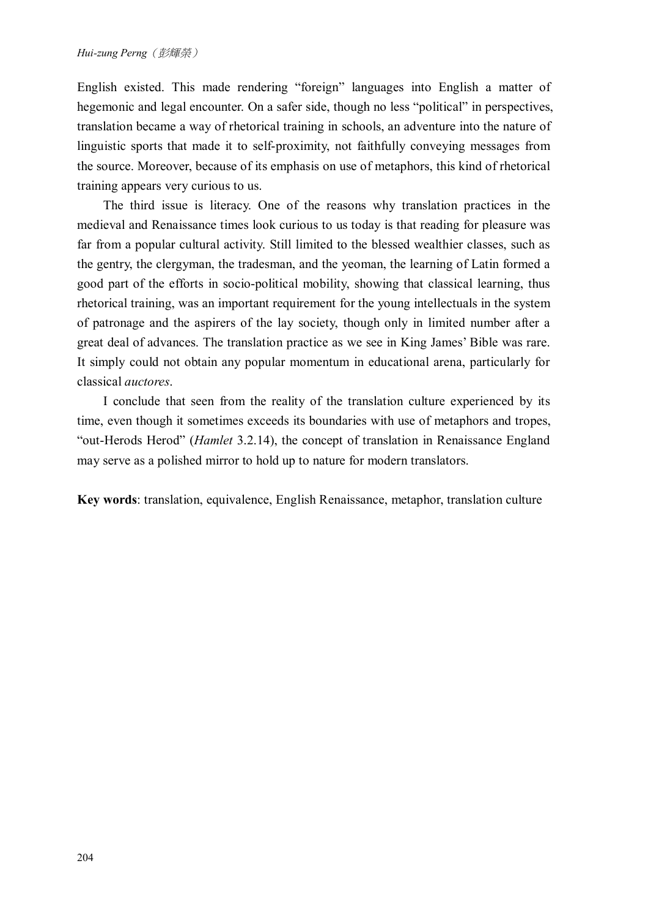English existed. This made rendering “foreign” languages into English a matter of hegemonic and legal encounter. On a safer side, though no less “political” in perspectives, translation became a way of rhetorical training in schools, an adventure into the nature of linguistic sports that made it to self-proximity, not faithfully conveying messages from the source. Moreover, because of its emphasis on use of metaphors, this kind of rhetorical training appears very curious to us.

The third issue is literacy. One of the reasons why translation practices in the medieval and Renaissance times look curious to us today is that reading for pleasure was far from a popular cultural activity. Still limited to the blessed wealthier classes, such as the gentry, the clergyman, the tradesman, and the yeoman, the learning of Latin formed a good part of the efforts in socio-political mobility, showing that classical learning, thus rhetorical training, was an important requirement for the young intellectuals in the system of patronage and the aspirers of the lay society, though only in limited number after a great deal of advances. The translation practice as we see in King James’ Bible was rare. It simply could not obtain any popular momentum in educational arena, particularly for classical *auctores*.

I conclude that seen from the reality of the translation culture experienced by its time, even though it sometimes exceeds its boundaries with use of metaphors and tropes, “out-Herods Herod” (*Hamlet* 3.2.14), the concept of translation in Renaissance England may serve as a polished mirror to hold up to nature for modern translators.

**Key words**: translation, equivalence, English Renaissance, metaphor, translation culture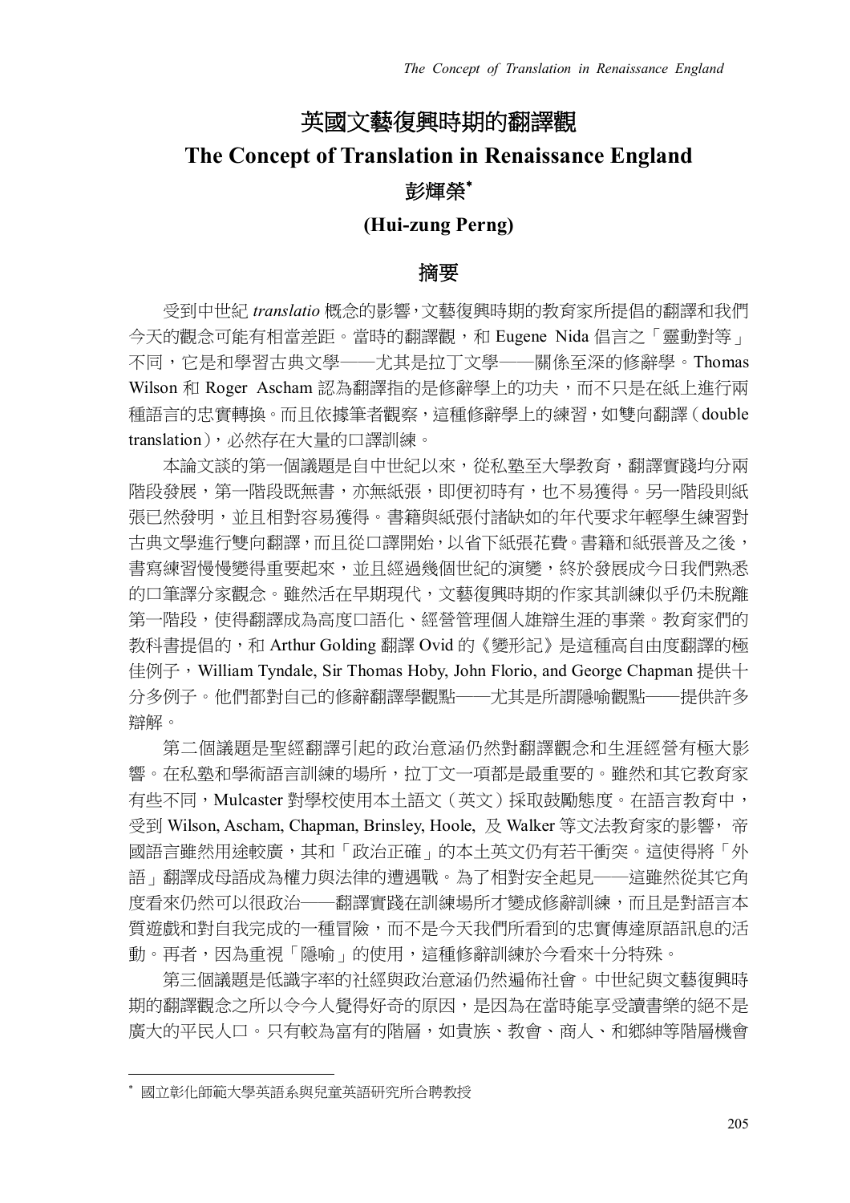# 英國文藝復興時期的翻譯觀

# The Concept of Translation in Renaissance England

彭輝榮[*]

**(Hui-zung Perng)**

## 摘要

受到中世紀 *translatio* 概念的影響，文藝復興時期的教育家所提倡的翻譯和我們今天的觀念可能有相當差距。當時的翻譯觀，和 Eugene Nida 倡言之「靈動對等」不同，它是和學習古典文學——尤其是拉丁文學——關係至深的修辭學。Thomas Wilson 和 Roger Ascham 認為翻譯指的是修辭學上的功夫，而不只是在紙上進行兩種語言的忠實轉換。而且依據筆者觀察，這種修辭學上的練習，如雙向翻譯（double translation），必然存在大量的口譯訓練。

本論文談的第一個議題是自中世紀以來，從私塾至大學教育，翻譯實踐均分兩階段發展，第一階段既無書，亦無紙張，即便初時有，也不易獲得。另一階段則紙張已然發明，並且相對容易獲得。書籍與紙張付諸缺如的年代要求年輕學生練習對古典文學進行雙向翻譯，而且從口譯開始，以省下紙張花費。書籍和紙張普及之後，書寫練習慢慢變得重要起來，並且經過幾個世紀的演變，終於發展成今日我們熟悉的口筆譯分家觀念。雖然活在早期現代，文藝復興時期的作家其訓練似乎仍未脫離第一階段，使得翻譯成為高度口語化、經營管理個人雄辯生涯的事業。教育家們的教科書提倡的，和 Arthur Golding 翻譯 Ovid 的《變形記》是這種高自由度翻譯的極佳例子，William Tyndale, Sir Thomas Hoby, John Florio, and George Chapman 提供十分多例子。他們都對自己的修辭翻譯學觀點——尤其是所謂隱喻觀點——提供許多辯解。

第二個議題是聖經翻譯引起的政治意涵仍然對翻譯觀念和生涯經營有極大影響。在私塾和學術語言訓練的場所，拉丁文一項都是最重要的。雖然和其它教育家有些不同，Mulcaster 對學校使用本土語文（英文）採取鼓勵態度。在語言教育中，受到 Wilson, Ascham, Chapman, Brinsley, Hoole, 及 Walker 等文法教育家的影響，帝國語言雖然用途較廣，其和「政治正確」的本土英文仍有若干衝突。這使得將「外語」翻譯成母語成為權力與法律的遭遇戰。為了相對安全起見——這雖然從其它角度看來仍然可以很政治——翻譯實踐在訓練場所才變成修辭訓練，而且是對語言本質遊戲和對自我完成的一種冒險，而不是今天我們所看到的忠實傳達原語訊息的活動。再者，因為重視「隱喻」的使用，這種修辭訓練於今看來十分特殊。

第三個議題是低識字率的社經與政治意涵仍然遍佈社會。中世紀與文藝復興時期的翻譯觀念之所以令今人覺得好奇的原因，是因為在當時能享受讀書樂的絕不是廣大的平民人口。只有較為富有的階層，如貴族、教會、商人、和鄉紳等階層機會

---

[*] 國立彰化師範大學英語系與兒童英語研究所合聘教授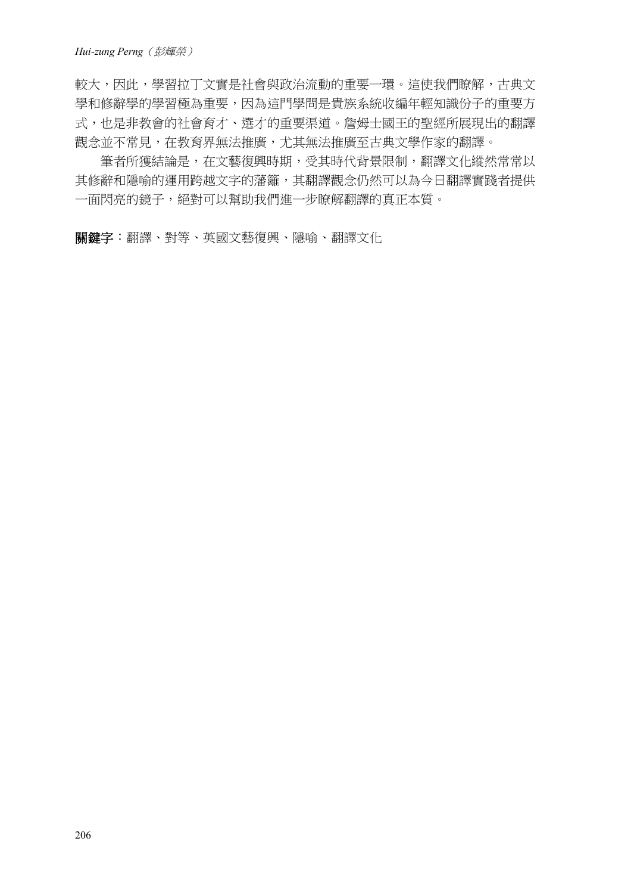較大，因此，學習拉丁文實是社會與政治流動的重要一環。這使我們瞭解，古典文學和修辭學的學習極為重要，因為這門學問是貴族系統收編年輕知識份子的重要方式，也是非教會的社會育才、選才的重要渠道。詹姆士國王的聖經所展現出的翻譯觀念並不常見，在教育界無法推廣，尤其無法推廣至古典文學作家的翻譯。

筆者所獲結論是，在文藝復興時期，受其時代背景限制，翻譯文化縱然常常以其修辭和隱喻的運用跨越文字的藩籬，其翻譯觀念仍然可以為今日翻譯實踐者提供一面閃亮的鏡子，絕對可以幫助我們進一步瞭解翻譯的真正本質。

**關鍵字**：翻譯、對等、英國文藝復興、隱喻、翻譯文化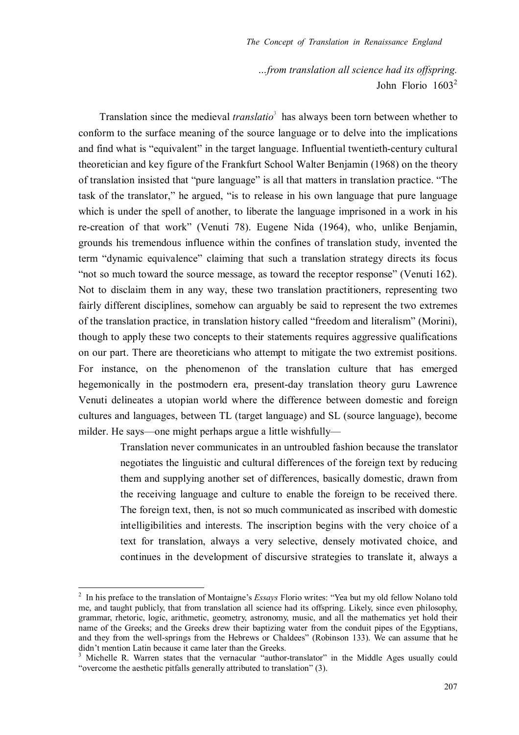*...from translation all science had its offspring.*
John Florio 1603[2]

Translation since the medieval *translatio*[3] has always been torn between whether to conform to the surface meaning of the source language or to delve into the implications and find what is "equivalent" in the target language. Influential twentieth-century cultural theoretician and key figure of the Frankfurt School Walter Benjamin (1968) on the theory of translation insisted that "pure language" is all that matters in translation practice. "The task of the translator," he argued, "is to release in his own language that pure language which is under the spell of another, to liberate the language imprisoned in a work in his re-creation of that work" (Venuti 78). Eugene Nida (1964), who, unlike Benjamin, grounds his tremendous influence within the confines of translation study, invented the term "dynamic equivalence" claiming that such a translation strategy directs its focus "not so much toward the source message, as toward the receptor response" (Venuti 162). Not to disclaim them in any way, these two translation practitioners, representing two fairly different disciplines, somehow can arguably be said to represent the two extremes of the translation practice, in translation history called "freedom and literalism" (Morini), though to apply these two concepts to their statements requires aggressive qualifications on our part. There are theoreticians who attempt to mitigate the two extremist positions. For instance, on the phenomenon of the translation culture that has emerged hegemonically in the postmodern era, present-day translation theory guru Lawrence Venuti delineates a utopian world where the difference between domestic and foreign cultures and languages, between TL (target language) and SL (source language), become milder. He says—one might perhaps argue a little wishfully—

> Translation never communicates in an untroubled fashion because the translator negotiates the linguistic and cultural differences of the foreign text by reducing them and supplying another set of differences, basically domestic, drawn from the receiving language and culture to enable the foreign to be received there. The foreign text, then, is not so much communicated as inscribed with domestic intelligibilities and interests. The inscription begins with the very choice of a text for translation, always a very selective, densely motivated choice, and continues in the development of discursive strategies to translate it, always a

---

[2] In his preface to the translation of Montaigne's *Essays* Florio writes: "Yea but my old fellow Nolano told me, and taught publicly, that from translation all science had its offspring. Likely, since even philosophy, grammar, rhetoric, logic, arithmetic, geometry, astronomy, music, and all the mathematics yet hold their name of the Greeks; and the Greeks drew their baptizing water from the conduit pipes of the Egyptians, and they from the well-springs from the Hebrews or Chaldees" (Robinson 133). We can assume that he didn't mention Latin because it came later than the Greeks.

[3] Michelle R. Warren states that the vernacular "author-translator" in the Middle Ages usually could "overcome the aesthetic pitfalls generally attributed to translation" (3).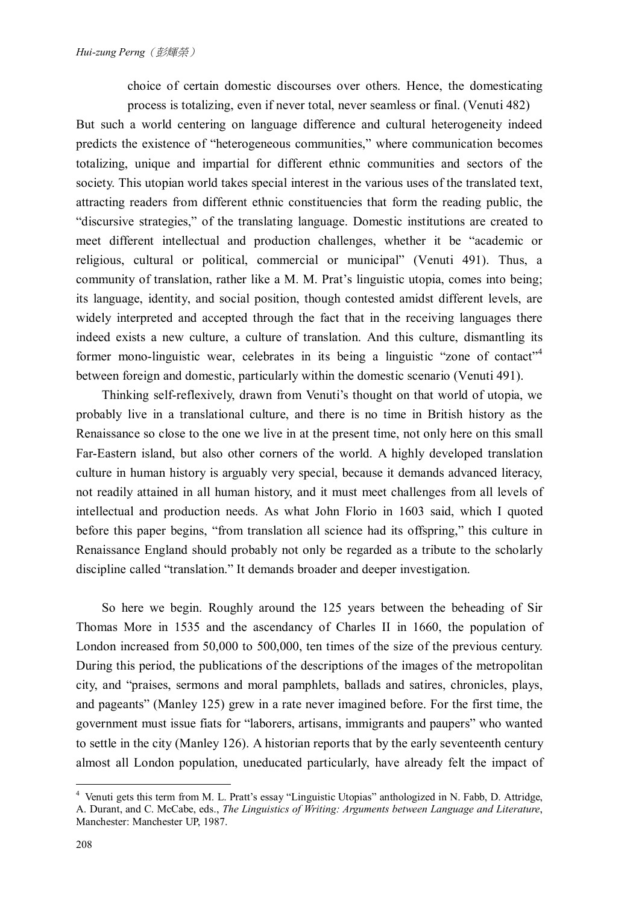> choice of certain domestic discourses over others. Hence, the domesticating process is totalizing, even if never total, never seamless or final. (Venuti 482)

But such a world centering on language difference and cultural heterogeneity indeed predicts the existence of "heterogeneous communities," where communication becomes totalizing, unique and impartial for different ethnic communities and sectors of the society. This utopian world takes special interest in the various uses of the translated text, attracting readers from different ethnic constituencies that form the reading public, the "discursive strategies," of the translating language. Domestic institutions are created to meet different intellectual and production challenges, whether it be "academic or religious, cultural or political, commercial or municipal" (Venuti 491). Thus, a community of translation, rather like a M. M. Prat's linguistic utopia, comes into being; its language, identity, and social position, though contested amidst different levels, are widely interpreted and accepted through the fact that in the receiving languages there indeed exists a new culture, a culture of translation. And this culture, dismantling its former mono-linguistic wear, celebrates in its being a linguistic "zone of contact"[4] between foreign and domestic, particularly within the domestic scenario (Venuti 491).

Thinking self-reflexively, drawn from Venuti's thought on that world of utopia, we probably live in a translational culture, and there is no time in British history as the Renaissance so close to the one we live in at the present time, not only here on this small Far-Eastern island, but also other corners of the world. A highly developed translation culture in human history is arguably very special, because it demands advanced literacy, not readily attained in all human history, and it must meet challenges from all levels of intellectual and production needs. As what John Florio in 1603 said, which I quoted before this paper begins, "from translation all science had its offspring," this culture in Renaissance England should probably not only be regarded as a tribute to the scholarly discipline called "translation." It demands broader and deeper investigation.

So here we begin. Roughly around the 125 years between the beheading of Sir Thomas More in 1535 and the ascendancy of Charles II in 1660, the population of London increased from 50,000 to 500,000, ten times of the size of the previous century. During this period, the publications of the descriptions of the images of the metropolitan city, and "praises, sermons and moral pamphlets, ballads and satires, chronicles, plays, and pageants" (Manley 125) grew in a rate never imagined before. For the first time, the government must issue fiats for "laborers, artisans, immigrants and paupers" who wanted to settle in the city (Manley 126). A historian reports that by the early seventeenth century almost all London population, uneducated particularly, have already felt the impact of

---

[4] Venuti gets this term from M. L. Pratt's essay "Linguistic Utopias" anthologized in N. Fabb, D. Attridge, A. Durant, and C. McCabe, eds., *The Linguistics of Writing: Arguments between Language and Literature*, Manchester: Manchester UP, 1987.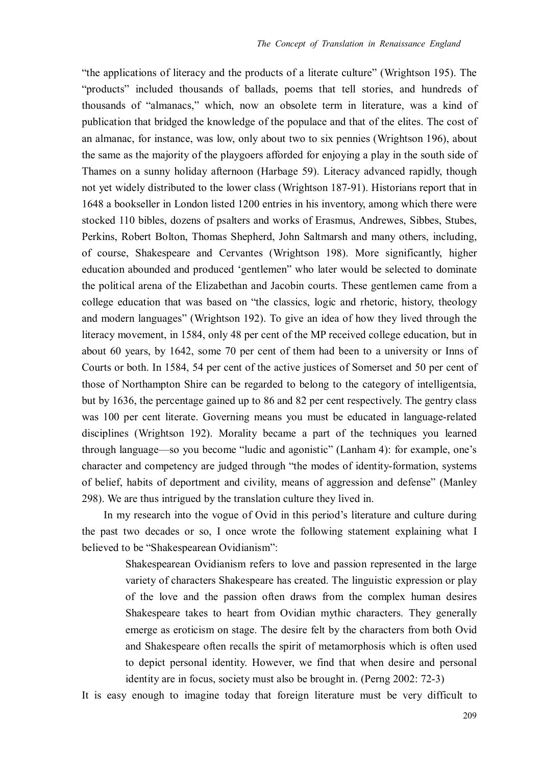"the applications of literacy and the products of a literate culture" (Wrightson 195). The "products" included thousands of ballads, poems that tell stories, and hundreds of thousands of "almanacs," which, now an obsolete term in literature, was a kind of publication that bridged the knowledge of the populace and that of the elites. The cost of an almanac, for instance, was low, only about two to six pennies (Wrightson 196), about the same as the majority of the playgoers afforded for enjoying a play in the south side of Thames on a sunny holiday afternoon (Harbage 59). Literacy advanced rapidly, though not yet widely distributed to the lower class (Wrightson 187-91). Historians report that in 1648 a bookseller in London listed 1200 entries in his inventory, among which there were stocked 110 bibles, dozens of psalters and works of Erasmus, Andrewes, Sibbes, Stubes, Perkins, Robert Bolton, Thomas Shepherd, John Saltmarsh and many others, including, of course, Shakespeare and Cervantes (Wrightson 198). More significantly, higher education abounded and produced 'gentlemen" who later would be selected to dominate the political arena of the Elizabethan and Jacobin courts. These gentlemen came from a college education that was based on "the classics, logic and rhetoric, history, theology and modern languages" (Wrightson 192). To give an idea of how they lived through the literacy movement, in 1584, only 48 per cent of the MP received college education, but in about 60 years, by 1642, some 70 per cent of them had been to a university or Inns of Courts or both. In 1584, 54 per cent of the active justices of Somerset and 50 per cent of those of Northampton Shire can be regarded to belong to the category of intelligentsia, but by 1636, the percentage gained up to 86 and 82 per cent respectively. The gentry class was 100 per cent literate. Governing means you must be educated in language-related disciplines (Wrightson 192). Morality became a part of the techniques you learned through language—so you become "ludic and agonistic" (Lanham 4): for example, one's character and competency are judged through "the modes of identity-formation, systems of belief, habits of deportment and civility, means of aggression and defense" (Manley 298). We are thus intrigued by the translation culture they lived in.

In my research into the vogue of Ovid in this period's literature and culture during the past two decades or so, I once wrote the following statement explaining what I believed to be "Shakespearean Ovidianism":

> Shakespearean Ovidianism refers to love and passion represented in the large variety of characters Shakespeare has created. The linguistic expression or play of the love and the passion often draws from the complex human desires Shakespeare takes to heart from Ovidian mythic characters. They generally emerge as eroticism on stage. The desire felt by the characters from both Ovid and Shakespeare often recalls the spirit of metamorphosis which is often used to depict personal identity. However, we find that when desire and personal identity are in focus, society must also be brought in. (Perng 2002: 72-3)

It is easy enough to imagine today that foreign literature must be very difficult to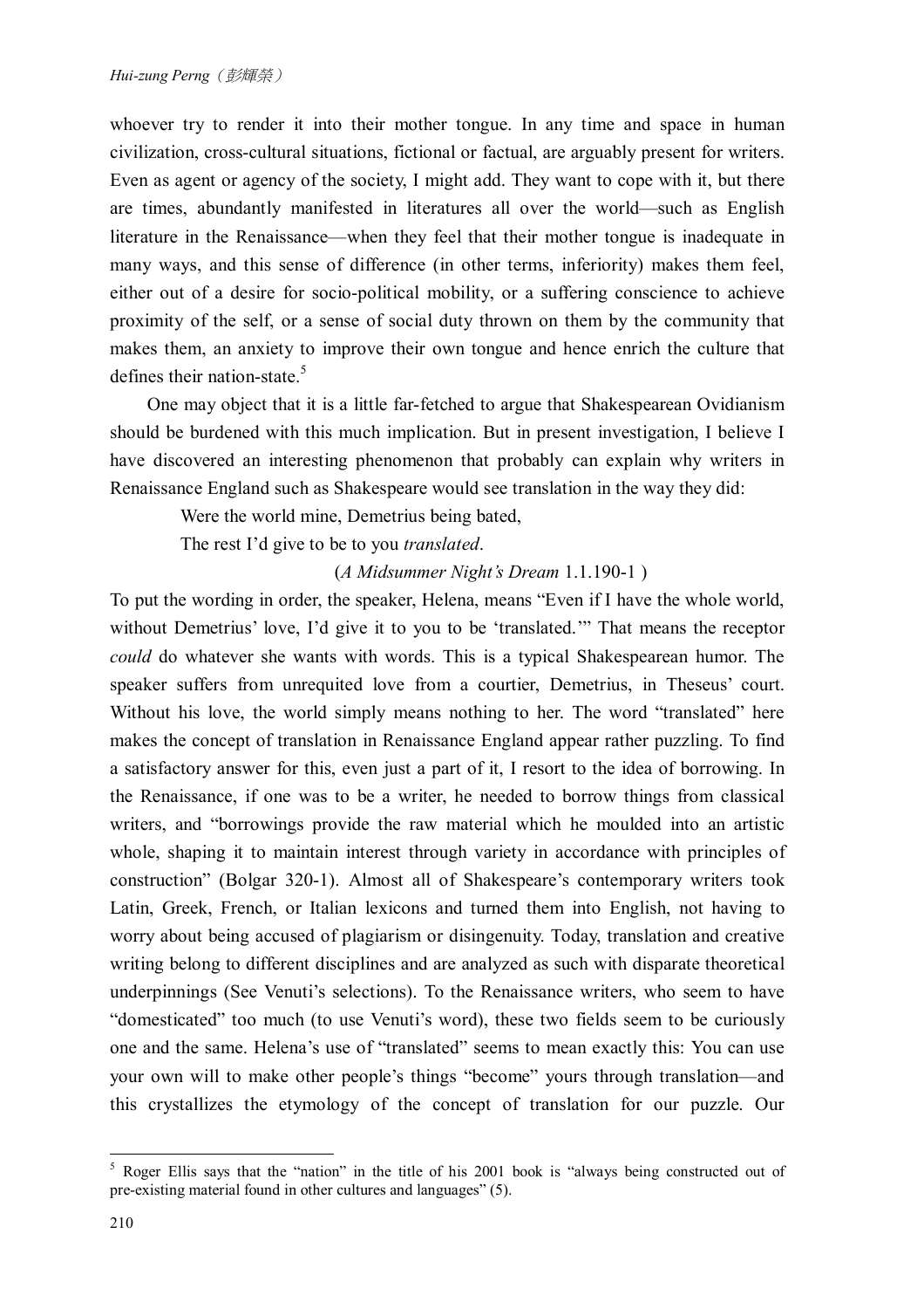whoever try to render it into their mother tongue. In any time and space in human civilization, cross-cultural situations, fictional or factual, are arguably present for writers. Even as agent or agency of the society, I might add. They want to cope with it, but there are times, abundantly manifested in literatures all over the world—such as English literature in the Renaissance—when they feel that their mother tongue is inadequate in many ways, and this sense of difference (in other terms, inferiority) makes them feel, either out of a desire for socio-political mobility, or a suffering conscience to achieve proximity of the self, or a sense of social duty thrown on them by the community that makes them, an anxiety to improve their own tongue and hence enrich the culture that defines their nation-state.[5]

One may object that it is a little far-fetched to argue that Shakespearean Ovidianism should be burdened with this much implication. But in present investigation, I believe I have discovered an interesting phenomenon that probably can explain why writers in Renaissance England such as Shakespeare would see translation in the way they did:

> Were the world mine, Demetrius being bated,
> The rest I'd give to be to you *translated*.
> (*A Midsummer Night's Dream* 1.1.190-1 )

To put the wording in order, the speaker, Helena, means "Even if I have the whole world, without Demetrius' love, I'd give it to you to be 'translated.'" That means the receptor *could* do whatever she wants with words. This is a typical Shakespearean humor. The speaker suffers from unrequited love from a courtier, Demetrius, in Theseus' court. Without his love, the world simply means nothing to her. The word "translated" here makes the concept of translation in Renaissance England appear rather puzzling. To find a satisfactory answer for this, even just a part of it, I resort to the idea of borrowing. In the Renaissance, if one was to be a writer, he needed to borrow things from classical writers, and "borrowings provide the raw material which he moulded into an artistic whole, shaping it to maintain interest through variety in accordance with principles of construction" (Bolgar 320-1). Almost all of Shakespeare's contemporary writers took Latin, Greek, French, or Italian lexicons and turned them into English, not having to worry about being accused of plagiarism or disingenuity. Today, translation and creative writing belong to different disciplines and are analyzed as such with disparate theoretical underpinnings (See Venuti's selections). To the Renaissance writers, who seem to have "domesticated" too much (to use Venuti's word), these two fields seem to be curiously one and the same. Helena's use of "translated" seems to mean exactly this: You can use your own will to make other people's things "become" yours through translation—and this crystallizes the etymology of the concept of translation for our puzzle. Our

[5] Roger Ellis says that the "nation" in the title of his 2001 book is "always being constructed out of pre-existing material found in other cultures and languages" (5).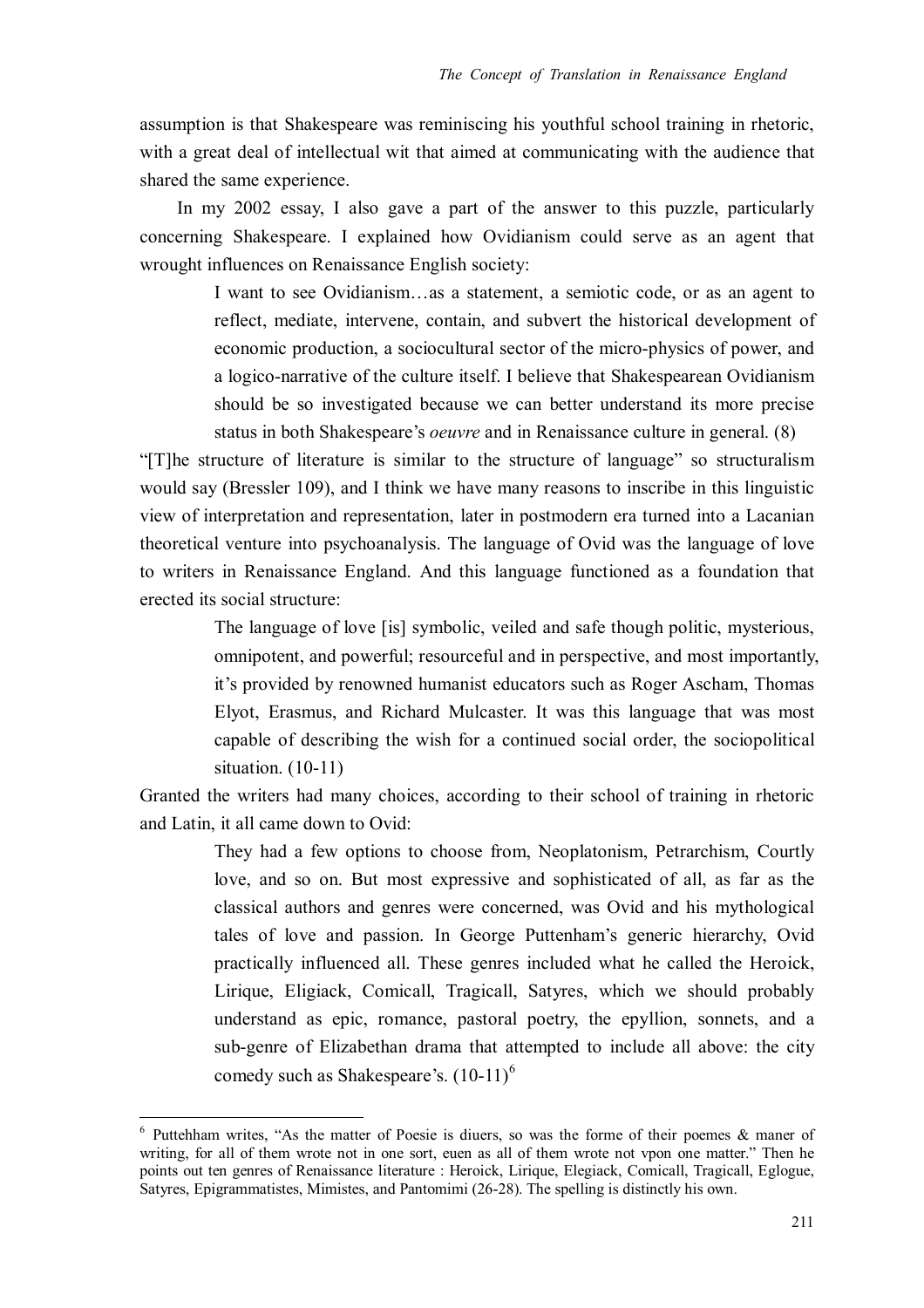assumption is that Shakespeare was reminiscing his youthful school training in rhetoric, with a great deal of intellectual wit that aimed at communicating with the audience that shared the same experience.

In my 2002 essay, I also gave a part of the answer to this puzzle, particularly concerning Shakespeare. I explained how Ovidianism could serve as an agent that wrought influences on Renaissance English society:

> I want to see Ovidianism…as a statement, a semiotic code, or as an agent to reflect, mediate, intervene, contain, and subvert the historical development of economic production, a sociocultural sector of the micro-physics of power, and a logico-narrative of the culture itself. I believe that Shakespearean Ovidianism should be so investigated because we can better understand its more precise status in both Shakespeare's *oeuvre* and in Renaissance culture in general. (8)

"[T]he structure of literature is similar to the structure of language" so structuralism would say (Bressler 109), and I think we have many reasons to inscribe in this linguistic view of interpretation and representation, later in postmodern era turned into a Lacanian theoretical venture into psychoanalysis. The language of Ovid was the language of love to writers in Renaissance England. And this language functioned as a foundation that erected its social structure:

> The language of love [is] symbolic, veiled and safe though politic, mysterious, omnipotent, and powerful; resourceful and in perspective, and most importantly, it's provided by renowned humanist educators such as Roger Ascham, Thomas Elyot, Erasmus, and Richard Mulcaster. It was this language that was most capable of describing the wish for a continued social order, the sociopolitical situation. (10-11)

Granted the writers had many choices, according to their school of training in rhetoric and Latin, it all came down to Ovid:

> They had a few options to choose from, Neoplatonism, Petrarchism, Courtly love, and so on. But most expressive and sophisticated of all, as far as the classical authors and genres were concerned, was Ovid and his mythological tales of love and passion. In George Puttenham's generic hierarchy, Ovid practically influenced all. These genres included what he called the Heroick, Lirique, Eligiack, Comicall, Tragicall, Satyres, which we should probably understand as epic, romance, pastoral poetry, the epyllion, sonnets, and a sub-genre of Elizabethan drama that attempted to include all above: the city comedy such as Shakespeare's. (10-11)[6]

---

[6] Puttehham writes, "As the matter of Poesie is diuers, so was the forme of their poemes & maner of writing, for all of them wrote not in one sort, euen as all of them wrote not vpon one matter." Then he points out ten genres of Renaissance literature : Heroick, Lirique, Elegiack, Comicall, Tragicall, Eglogue, Satyres, Epigrammatistes, Mimistes, and Pantomimi (26-28). The spelling is distinctly his own.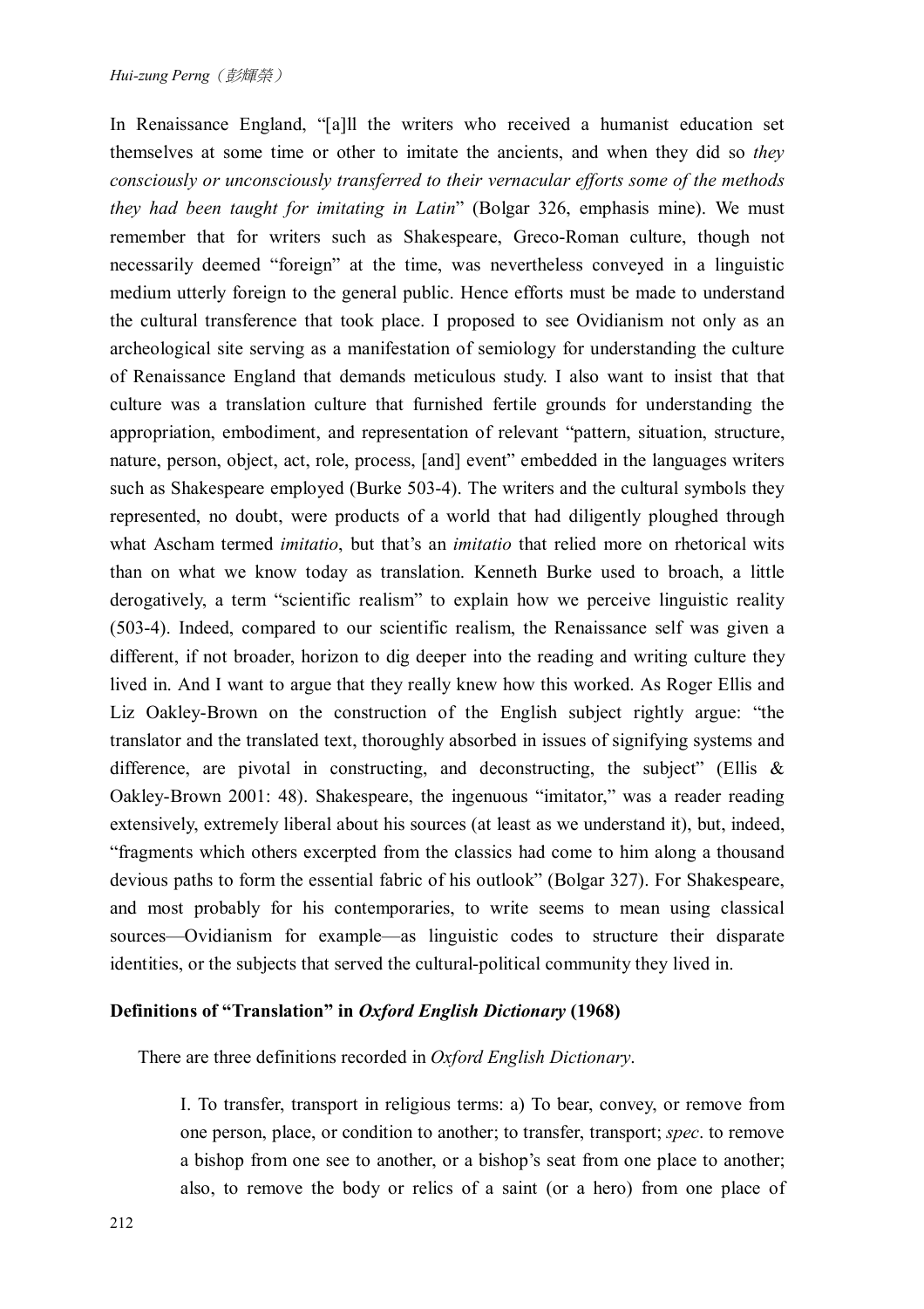In Renaissance England, "[a]ll the writers who received a humanist education set themselves at some time or other to imitate the ancients, and when they did so *they consciously or unconsciously transferred to their vernacular efforts some of the methods they had been taught for imitating in Latin*" (Bolgar 326, emphasis mine). We must remember that for writers such as Shakespeare, Greco-Roman culture, though not necessarily deemed "foreign" at the time, was nevertheless conveyed in a linguistic medium utterly foreign to the general public. Hence efforts must be made to understand the cultural transference that took place. I proposed to see Ovidianism not only as an archeological site serving as a manifestation of semiology for understanding the culture of Renaissance England that demands meticulous study. I also want to insist that that culture was a translation culture that furnished fertile grounds for understanding the appropriation, embodiment, and representation of relevant "pattern, situation, structure, nature, person, object, act, role, process, [and] event" embedded in the languages writers such as Shakespeare employed (Burke 503-4). The writers and the cultural symbols they represented, no doubt, were products of a world that had diligently ploughed through what Ascham termed *imitatio*, but that's an *imitatio* that relied more on rhetorical wits than on what we know today as translation. Kenneth Burke used to broach, a little derogatively, a term "scientific realism" to explain how we perceive linguistic reality (503-4). Indeed, compared to our scientific realism, the Renaissance self was given a different, if not broader, horizon to dig deeper into the reading and writing culture they lived in. And I want to argue that they really knew how this worked. As Roger Ellis and Liz Oakley-Brown on the construction of the English subject rightly argue: "the translator and the translated text, thoroughly absorbed in issues of signifying systems and difference, are pivotal in constructing, and deconstructing, the subject" (Ellis & Oakley-Brown 2001: 48). Shakespeare, the ingenuous "imitator," was a reader reading extensively, extremely liberal about his sources (at least as we understand it), but, indeed, "fragments which others excerpted from the classics had come to him along a thousand devious paths to form the essential fabric of his outlook" (Bolgar 327). For Shakespeare, and most probably for his contemporaries, to write seems to mean using classical sources—Ovidianism for example—as linguistic codes to structure their disparate identities, or the subjects that served the cultural-political community they lived in.

**Definitions of "Translation" in *Oxford English Dictionary* (1968)**

There are three definitions recorded in *Oxford English Dictionary*.

> I. To transfer, transport in religious terms: a) To bear, convey, or remove from one person, place, or condition to another; to transfer, transport; *spec*. to remove a bishop from one see to another, or a bishop's seat from one place to another; also, to remove the body or relics of a saint (or a hero) from one place of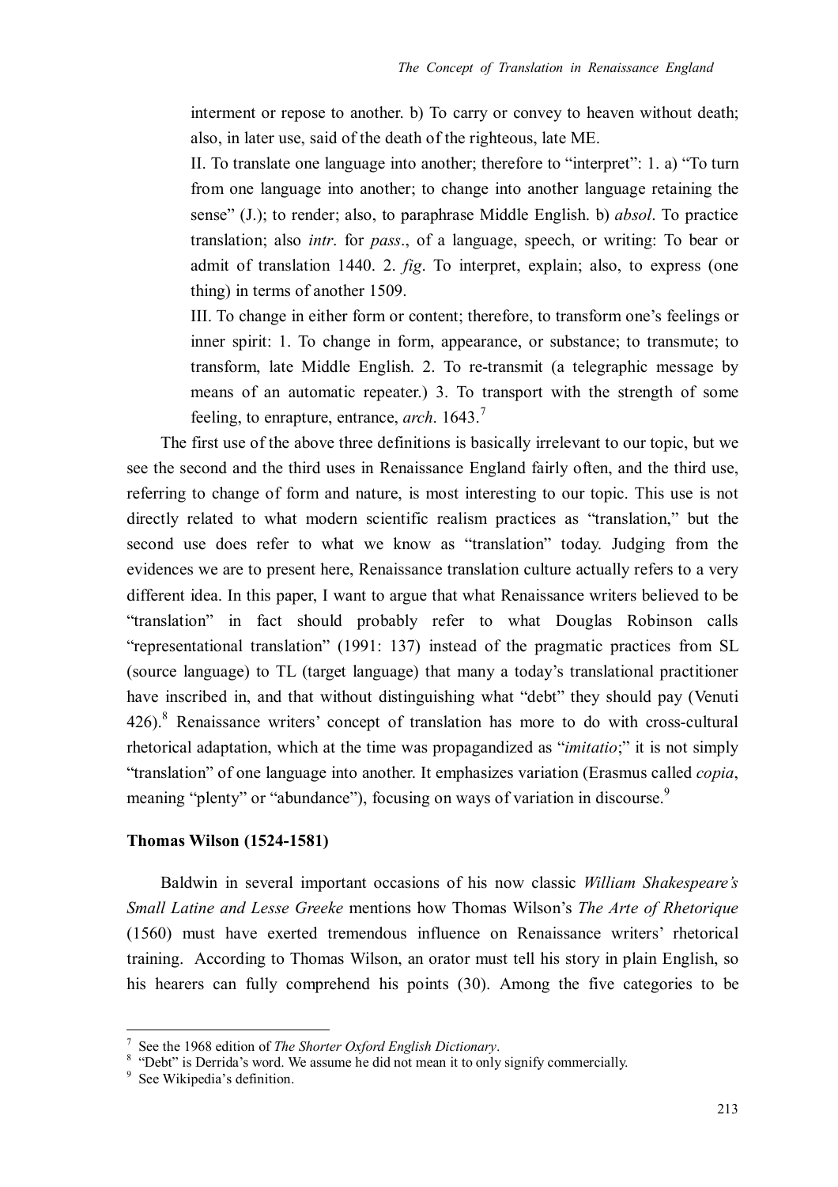interment or repose to another. b) To carry or convey to heaven without death; also, in later use, said of the death of the righteous, late ME.

II. To translate one language into another; therefore to "interpret": 1. a) "To turn from one language into another; to change into another language retaining the sense" (J.); to render; also, to paraphrase Middle English. b) *absol*. To practice translation; also *intr*. for *pass*., of a language, speech, or writing: To bear or admit of translation 1440. 2. *fig*. To interpret, explain; also, to express (one thing) in terms of another 1509.

III. To change in either form or content; therefore, to transform one's feelings or inner spirit: 1. To change in form, appearance, or substance; to transmute; to transform, late Middle English. 2. To re-transmit (a telegraphic message by means of an automatic repeater.) 3. To transport with the strength of some feeling, to enrapture, entrance, *arch*. 1643.[7]

The first use of the above three definitions is basically irrelevant to our topic, but we see the second and the third uses in Renaissance England fairly often, and the third use, referring to change of form and nature, is most interesting to our topic. This use is not directly related to what modern scientific realism practices as "translation," but the second use does refer to what we know as "translation" today. Judging from the evidences we are to present here, Renaissance translation culture actually refers to a very different idea. In this paper, I want to argue that what Renaissance writers believed to be "translation" in fact should probably refer to what Douglas Robinson calls "representational translation" (1991: 137) instead of the pragmatic practices from SL (source language) to TL (target language) that many a today's translational practitioner have inscribed in, and that without distinguishing what "debt" they should pay (Venuti 426).[8] Renaissance writers' concept of translation has more to do with cross-cultural rhetorical adaptation, which at the time was propagandized as "*imitatio*;" it is not simply "translation" of one language into another. It emphasizes variation (Erasmus called *copia*, meaning "plenty" or "abundance"), focusing on ways of variation in discourse.[9]

**Thomas Wilson (1524-1581)**

Baldwin in several important occasions of his now classic *William Shakespeare's Small Latine and Lesse Greeke* mentions how Thomas Wilson's *The Arte of Rhetorique* (1560) must have exerted tremendous influence on Renaissance writers' rhetorical training. According to Thomas Wilson, an orator must tell his story in plain English, so his hearers can fully comprehend his points (30). Among the five categories to be

---

[7] See the 1968 edition of *The Shorter Oxford English Dictionary*.

[8] "Debt" is Derrida's word. We assume he did not mean it to only signify commercially.

[9] See Wikipedia's definition.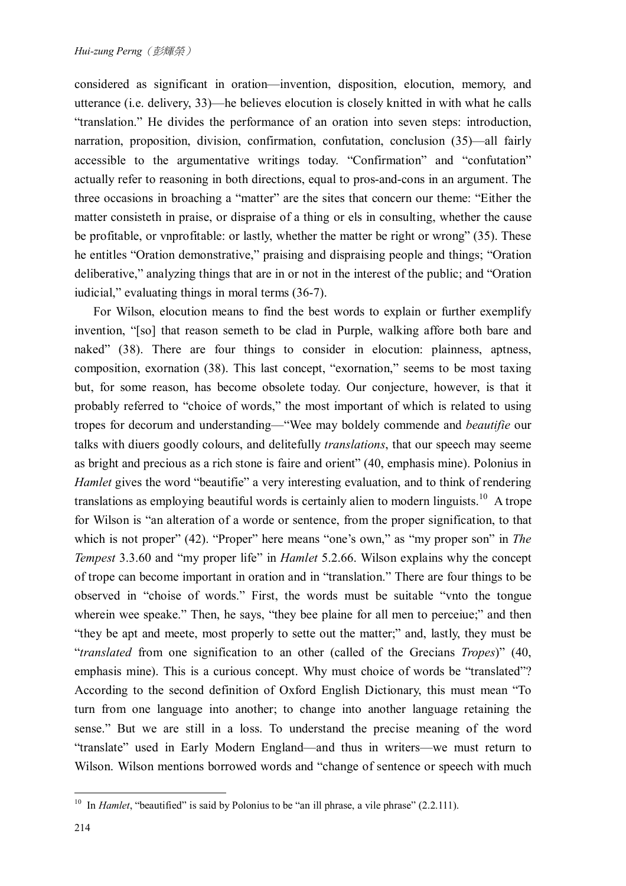considered as significant in oration—invention, disposition, elocution, memory, and utterance (i.e. delivery, 33)—he believes elocution is closely knitted in with what he calls "translation." He divides the performance of an oration into seven steps: introduction, narration, proposition, division, confirmation, confutation, conclusion (35)—all fairly accessible to the argumentative writings today. "Confirmation" and "confutation" actually refer to reasoning in both directions, equal to pros-and-cons in an argument. The three occasions in broaching a "matter" are the sites that concern our theme: "Either the matter consisteth in praise, or dispraise of a thing or els in consulting, whether the cause be profitable, or vnprofitable: or lastly, whether the matter be right or wrong" (35). These he entitles "Oration demonstrative," praising and dispraising people and things; "Oration deliberative," analyzing things that are in or not in the interest of the public; and "Oration iudicial," evaluating things in moral terms (36-7).

For Wilson, elocution means to find the best words to explain or further exemplify invention, "[so] that reason semeth to be clad in Purple, walking affore both bare and naked" (38). There are four things to consider in elocution: plainness, aptness, composition, exornation (38). This last concept, "exornation," seems to be most taxing but, for some reason, has become obsolete today. Our conjecture, however, is that it probably referred to "choice of words," the most important of which is related to using tropes for decorum and understanding—"Wee may boldely commende and *beautifie* our talks with diuers goodly colours, and delitefully *translations*, that our speech may seeme as bright and precious as a rich stone is faire and orient" (40, emphasis mine). Polonius in *Hamlet* gives the word "beautifie" a very interesting evaluation, and to think of rendering translations as employing beautiful words is certainly alien to modern linguists.[10] A trope for Wilson is "an alteration of a worde or sentence, from the proper signification, to that which is not proper" (42). "Proper" here means "one's own," as "my proper son" in *The Tempest* 3.3.60 and "my proper life" in *Hamlet* 5.2.66. Wilson explains why the concept of trope can become important in oration and in "translation." There are four things to be observed in "choise of words." First, the words must be suitable "vnto the tongue wherein wee speake." Then, he says, "they bee plaine for all men to perceiue;" and then "they be apt and meete, most properly to sette out the matter;" and, lastly, they must be "*translated* from one signification to an other (called of the Grecians *Tropes*)" (40, emphasis mine). This is a curious concept. Why must choice of words be "translated"? According to the second definition of Oxford English Dictionary, this must mean "To turn from one language into another; to change into another language retaining the sense." But we are still in a loss. To understand the precise meaning of the word "translate" used in Early Modern England—and thus in writers—we must return to Wilson. Wilson mentions borrowed words and "change of sentence or speech with much

---

[10] In *Hamlet*, "beautified" is said by Polonius to be "an ill phrase, a vile phrase" (2.2.111).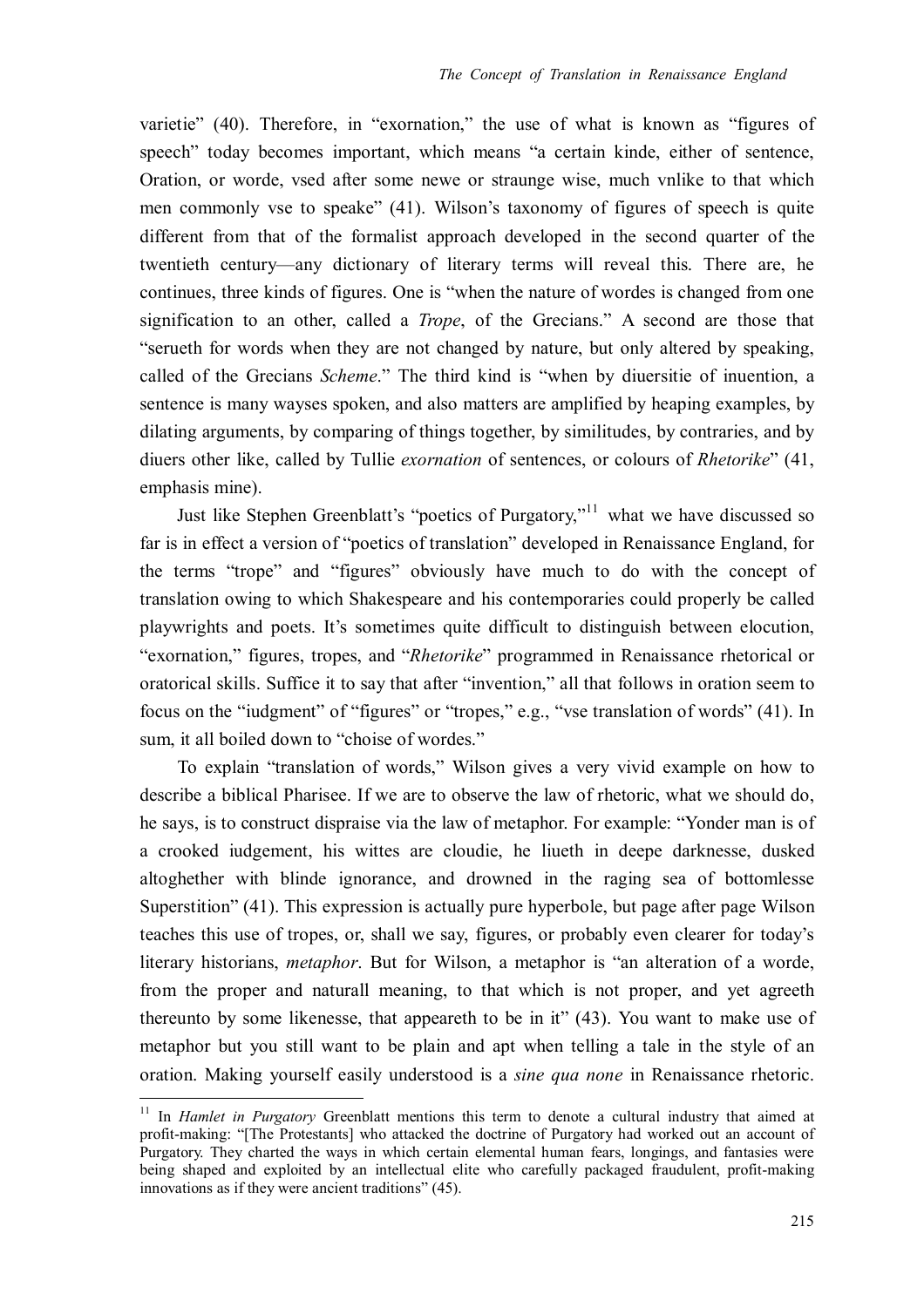varietie" (40). Therefore, in "exornation," the use of what is known as "figures of speech" today becomes important, which means "a certain kinde, either of sentence, Oration, or worde, vsed after some newe or straunge wise, much vnlike to that which men commonly vse to speake" (41). Wilson's taxonomy of figures of speech is quite different from that of the formalist approach developed in the second quarter of the twentieth century—any dictionary of literary terms will reveal this. There are, he continues, three kinds of figures. One is "when the nature of wordes is changed from one signification to an other, called a *Trope*, of the Grecians." A second are those that "serueth for words when they are not changed by nature, but only altered by speaking, called of the Grecians *Scheme*." The third kind is "when by diuersitie of inuention, a sentence is many wayses spoken, and also matters are amplified by heaping examples, by dilating arguments, by comparing of things together, by similitudes, by contraries, and by diuers other like, called by Tullie *exornation* of sentences, or colours of *Rhetorike*" (41, emphasis mine).

Just like Stephen Greenblatt's "poetics of Purgatory,"[11] what we have discussed so far is in effect a version of "poetics of translation" developed in Renaissance England, for the terms "trope" and "figures" obviously have much to do with the concept of translation owing to which Shakespeare and his contemporaries could properly be called playwrights and poets. It's sometimes quite difficult to distinguish between elocution, "exornation," figures, tropes, and "*Rhetorike*" programmed in Renaissance rhetorical or oratorical skills. Suffice it to say that after "invention," all that follows in oration seem to focus on the "iudgment" of "figures" or "tropes," e.g., "vse translation of words" (41). In sum, it all boiled down to "choise of wordes."

To explain "translation of words," Wilson gives a very vivid example on how to describe a biblical Pharisee. If we are to observe the law of rhetoric, what we should do, he says, is to construct dispraise via the law of metaphor. For example: "Yonder man is of a crooked iudgement, his wittes are cloudie, he liueth in deepe darknesse, dusked altoghether with blinde ignorance, and drowned in the raging sea of bottomlesse Superstition" (41). This expression is actually pure hyperbole, but page after page Wilson teaches this use of tropes, or, shall we say, figures, or probably even clearer for today's literary historians, *metaphor*. But for Wilson, a metaphor is "an alteration of a worde, from the proper and naturall meaning, to that which is not proper, and yet agreeth thereunto by some likenesse, that appeareth to be in it" (43). You want to make use of metaphor but you still want to be plain and apt when telling a tale in the style of an oration. Making yourself easily understood is a *sine qua none* in Renaissance rhetoric.

---

[11] In *Hamlet in Purgatory* Greenblatt mentions this term to denote a cultural industry that aimed at profit-making: "[The Protestants] who attacked the doctrine of Purgatory had worked out an account of Purgatory. They charted the ways in which certain elemental human fears, longings, and fantasies were being shaped and exploited by an intellectual elite who carefully packaged fraudulent, profit-making innovations as if they were ancient traditions" (45).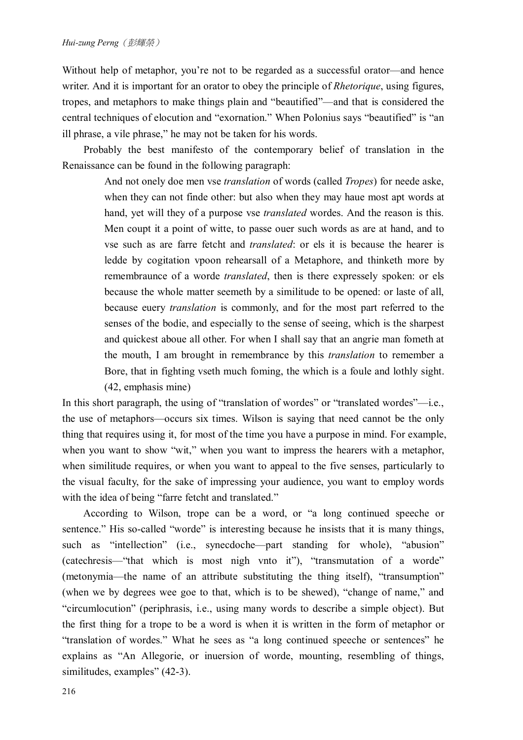Without help of metaphor, you're not to be regarded as a successful orator—and hence writer. And it is important for an orator to obey the principle of *Rhetorique*, using figures, tropes, and metaphors to make things plain and "beautified"—and that is considered the central techniques of elocution and "exornation." When Polonius says "beautified" is "an ill phrase, a vile phrase," he may not be taken for his words.

Probably the best manifesto of the contemporary belief of translation in the Renaissance can be found in the following paragraph:

> And not onely doe men vse *translation* of words (called *Tropes*) for neede aske, when they can not finde other: but also when they may haue most apt words at hand, yet will they of a purpose vse *translated* wordes. And the reason is this. Men coupt it a point of witte, to passe ouer such words as are at hand, and to vse such as are farre fetcht and *translated*: or els it is because the hearer is ledde by cogitation vpoon rehearsall of a Metaphore, and thinketh more by remembraunce of a worde *translated*, then is there expressely spoken: or els because the whole matter seemeth by a similitude to be opened: or laste of all, because euery *translation* is commonly, and for the most part referred to the senses of the bodie, and especially to the sense of seeing, which is the sharpest and quickest aboue all other. For when I shall say that an angrie man fometh at the mouth, I am brought in remembrance by this *translation* to remember a Bore, that in fighting vseth much foming, the which is a foule and lothly sight. (42, emphasis mine)

In this short paragraph, the using of "translation of wordes" or "translated wordes"—i.e., the use of metaphors—occurs six times. Wilson is saying that need cannot be the only thing that requires using it, for most of the time you have a purpose in mind. For example, when you want to show "wit," when you want to impress the hearers with a metaphor, when similitude requires, or when you want to appeal to the five senses, particularly to the visual faculty, for the sake of impressing your audience, you want to employ words with the idea of being "farre fetcht and translated."

According to Wilson, trope can be a word, or "a long continued speeche or sentence." His so-called "worde" is interesting because he insists that it is many things, such as "intellection" (i.e., synecdoche—part standing for whole), "abusion" (catechresis—"that which is most nigh vnto it"), "transmutation of a worde" (metonymia—the name of an attribute substituting the thing itself), "transumption" (when we by degrees wee goe to that, which is to be shewed), "change of name," and "circumlocution" (periphrasis, i.e., using many words to describe a simple object). But the first thing for a trope to be a word is when it is written in the form of metaphor or "translation of wordes." What he sees as "a long continued speeche or sentences" he explains as "An Allegorie, or inuersion of worde, mounting, resembling of things, similitudes, examples" (42-3).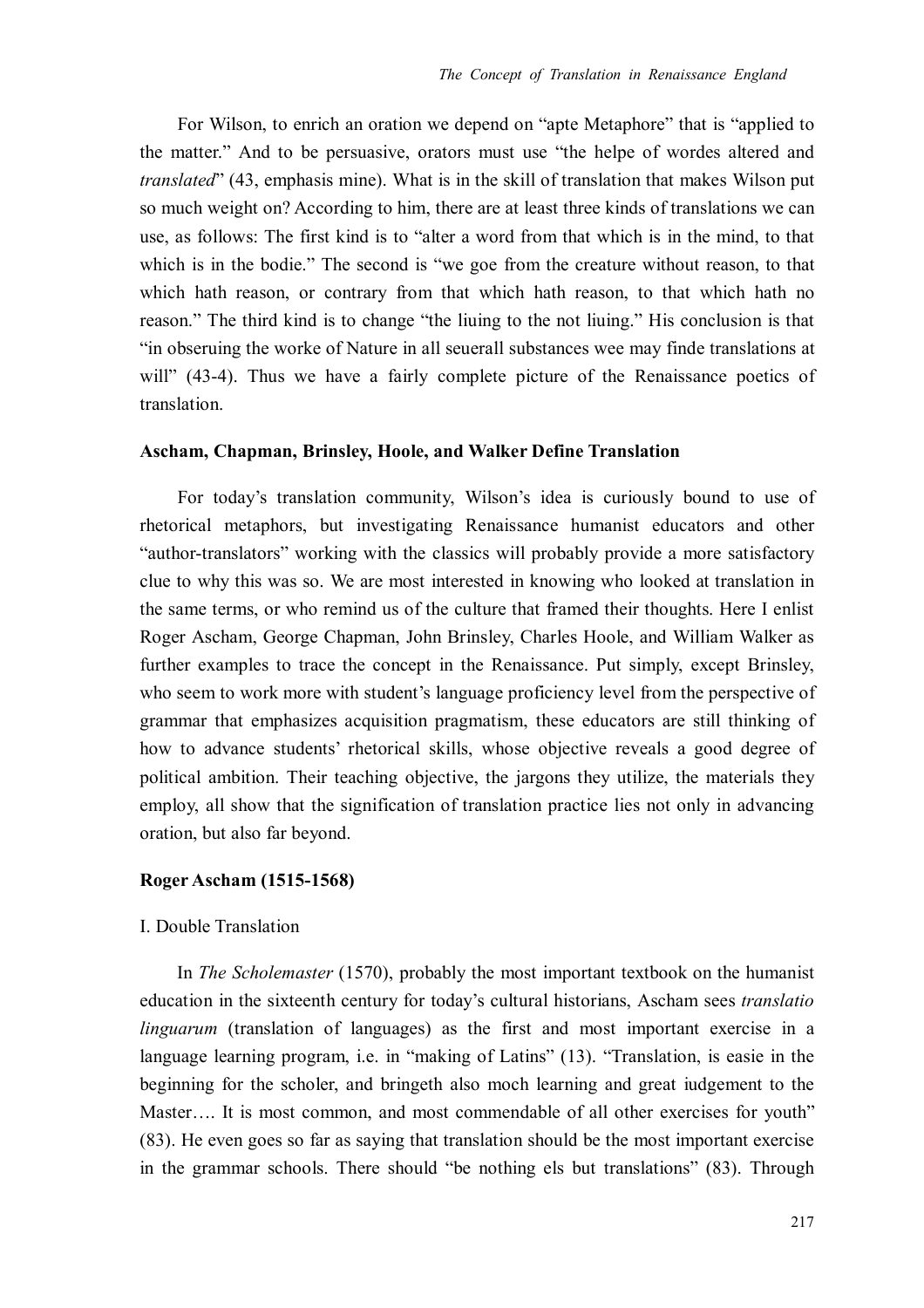For Wilson, to enrich an oration we depend on "apte Metaphore" that is "applied to the matter." And to be persuasive, orators must use "the helpe of wordes altered and *translated*" (43, emphasis mine). What is in the skill of translation that makes Wilson put so much weight on? According to him, there are at least three kinds of translations we can use, as follows: The first kind is to "alter a word from that which is in the mind, to that which is in the bodie." The second is "we goe from the creature without reason, to that which hath reason, or contrary from that which hath reason, to that which hath no reason." The third kind is to change "the liuing to the not liuing." His conclusion is that "in obseruing the worke of Nature in all seuerall substances wee may finde translations at will" (43-4). Thus we have a fairly complete picture of the Renaissance poetics of translation.

### Ascham, Chapman, Brinsley, Hoole, and Walker Define Translation

For today's translation community, Wilson's idea is curiously bound to use of rhetorical metaphors, but investigating Renaissance humanist educators and other "author-translators" working with the classics will probably provide a more satisfactory clue to why this was so. We are most interested in knowing who looked at translation in the same terms, or who remind us of the culture that framed their thoughts. Here I enlist Roger Ascham, George Chapman, John Brinsley, Charles Hoole, and William Walker as further examples to trace the concept in the Renaissance. Put simply, except Brinsley, who seem to work more with student's language proficiency level from the perspective of grammar that emphasizes acquisition pragmatism, these educators are still thinking of how to advance students' rhetorical skills, whose objective reveals a good degree of political ambition. Their teaching objective, the jargons they utilize, the materials they employ, all show that the signification of translation practice lies not only in advancing oration, but also far beyond.

### Roger Ascham (1515-1568)

I. Double Translation

In *The Scholemaster* (1570), probably the most important textbook on the humanist education in the sixteenth century for today's cultural historians, Ascham sees *translatio linguarum* (translation of languages) as the first and most important exercise in a language learning program, i.e. in "making of Latins" (13). "Translation, is easie in the beginning for the scholer, and bringeth also moch learning and great iudgement to the Master…. It is most common, and most commendable of all other exercises for youth" (83). He even goes so far as saying that translation should be the most important exercise in the grammar schools. There should "be nothing els but translations" (83). Through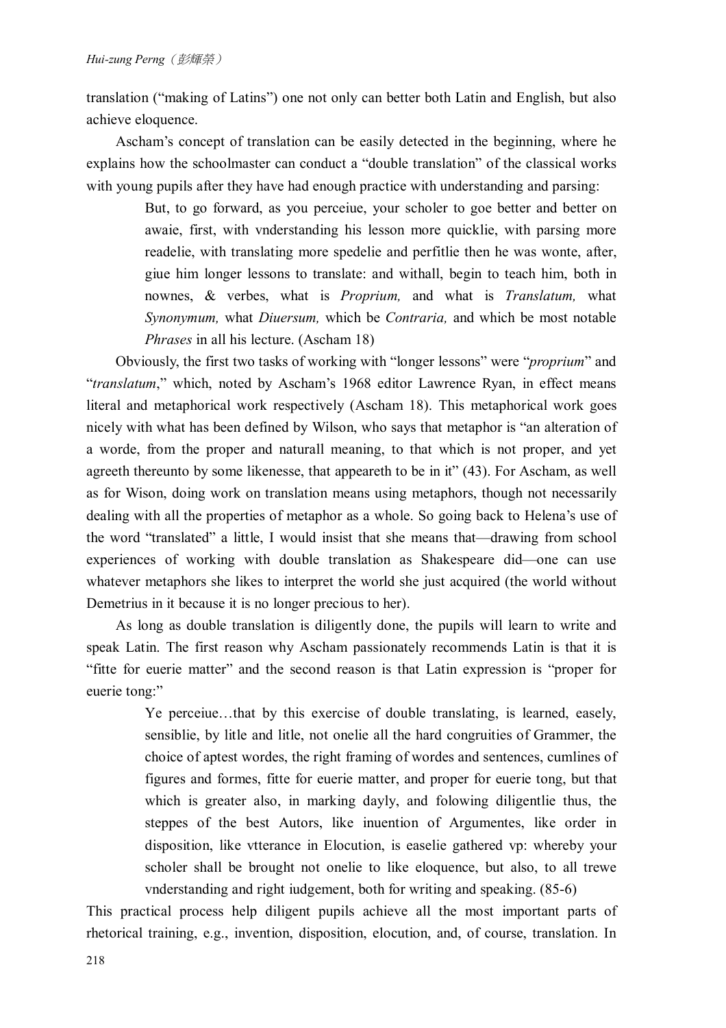translation ("making of Latins") one not only can better both Latin and English, but also achieve eloquence.

Ascham's concept of translation can be easily detected in the beginning, where he explains how the schoolmaster can conduct a "double translation" of the classical works with young pupils after they have had enough practice with understanding and parsing:

> But, to go forward, as you perceiue, your scholer to goe better and better on awaie, first, with vnderstanding his lesson more quicklie, with parsing more readelie, with translating more spedelie and perfitlie then he was wonte, after, giue him longer lessons to translate: and withall, begin to teach him, both in nownes, & verbes, what is *Proprium,* and what is *Translatum,* what *Synonymum,* what *Diuersum,* which be *Contraria,* and which be most notable *Phrases* in all his lecture. (Ascham 18)

Obviously, the first two tasks of working with "longer lessons" were "*proprium*" and "*translatum*," which, noted by Ascham's 1968 editor Lawrence Ryan, in effect means literal and metaphorical work respectively (Ascham 18). This metaphorical work goes nicely with what has been defined by Wilson, who says that metaphor is "an alteration of a worde, from the proper and naturall meaning, to that which is not proper, and yet agreeth thereunto by some likenesse, that appeareth to be in it" (43). For Ascham, as well as for Wison, doing work on translation means using metaphors, though not necessarily dealing with all the properties of metaphor as a whole. So going back to Helena's use of the word "translated" a little, I would insist that she means that—drawing from school experiences of working with double translation as Shakespeare did—one can use whatever metaphors she likes to interpret the world she just acquired (the world without Demetrius in it because it is no longer precious to her).

As long as double translation is diligently done, the pupils will learn to write and speak Latin. The first reason why Ascham passionately recommends Latin is that it is "fitte for euerie matter" and the second reason is that Latin expression is "proper for euerie tong:"

> Ye perceiue…that by this exercise of double translating, is learned, easely, sensiblie, by litle and litle, not onelie all the hard congruities of Grammer, the choice of aptest wordes, the right framing of wordes and sentences, cumlines of figures and formes, fitte for euerie matter, and proper for euerie tong, but that which is greater also, in marking dayly, and folowing diligentlie thus, the steppes of the best Autors, like inuention of Argumentes, like order in disposition, like vtterance in Elocution, is easelie gathered vp: whereby your scholer shall be brought not onelie to like eloquence, but also, to all trewe vnderstanding and right iudgement, both for writing and speaking. (85-6)

This practical process help diligent pupils achieve all the most important parts of rhetorical training, e.g., invention, disposition, elocution, and, of course, translation. In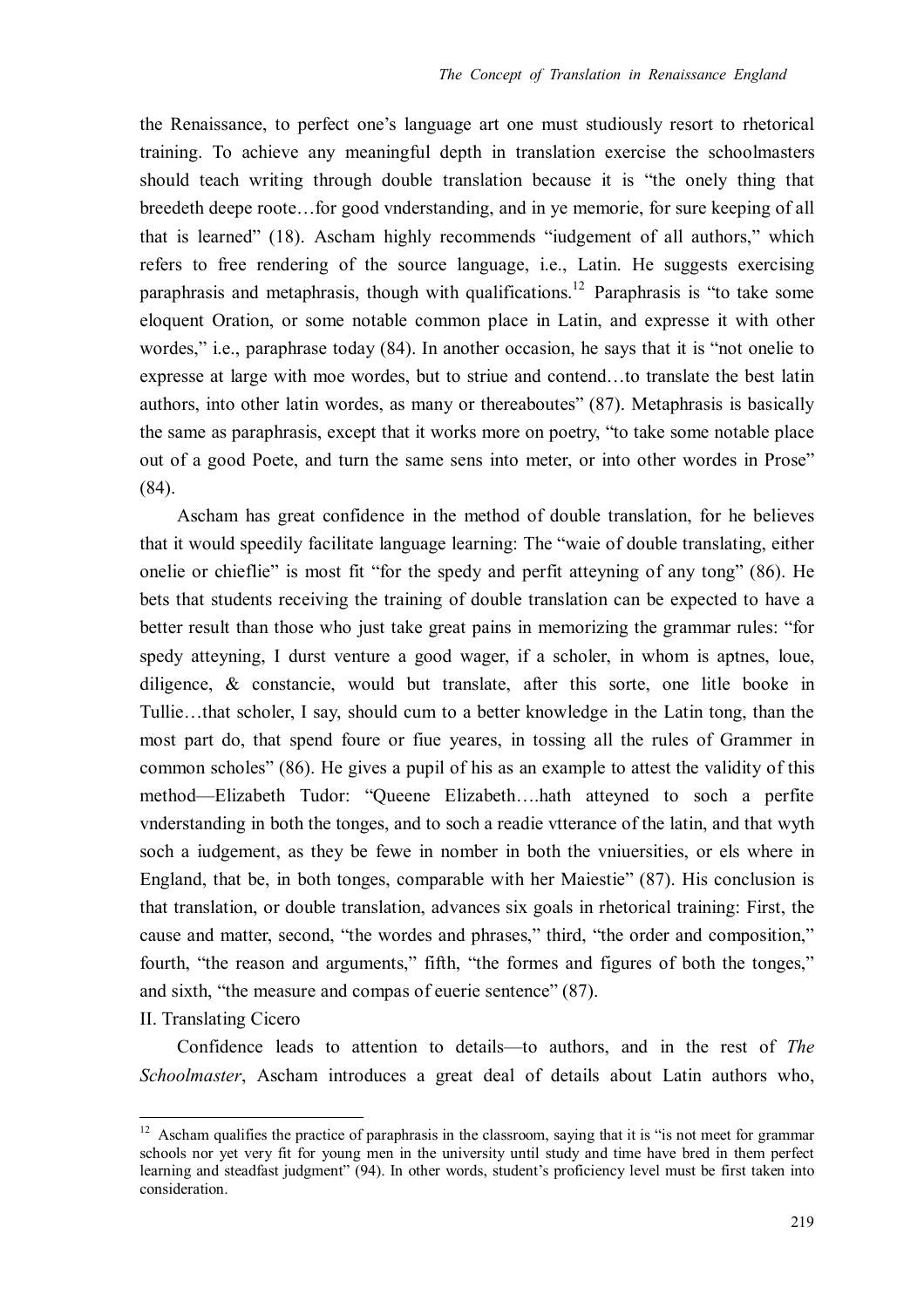the Renaissance, to perfect one's language art one must studiously resort to rhetorical training. To achieve any meaningful depth in translation exercise the schoolmasters should teach writing through double translation because it is "the onely thing that breedeth deepe roote…for good vnderstanding, and in ye memorie, for sure keeping of all that is learned" (18). Ascham highly recommends "iudgement of all authors," which refers to free rendering of the source language, i.e., Latin. He suggests exercising paraphrasis and metaphrasis, though with qualifications.[12] Paraphrasis is "to take some eloquent Oration, or some notable common place in Latin, and expresse it with other wordes," i.e., paraphrase today (84). In another occasion, he says that it is "not onelie to expresse at large with moe wordes, but to striue and contend…to translate the best latin authors, into other latin wordes, as many or thereaboutes" (87). Metaphrasis is basically the same as paraphrasis, except that it works more on poetry, "to take some notable place out of a good Poete, and turn the same sens into meter, or into other wordes in Prose" (84).

Ascham has great confidence in the method of double translation, for he believes that it would speedily facilitate language learning: The "waie of double translating, either onelie or chieflie" is most fit "for the spedy and perfit atteyning of any tong" (86). He bets that students receiving the training of double translation can be expected to have a better result than those who just take great pains in memorizing the grammar rules: "for spedy atteyning, I durst venture a good wager, if a scholer, in whom is aptnes, loue, diligence, & constancie, would but translate, after this sorte, one litle booke in Tullie…that scholer, I say, should cum to a better knowledge in the Latin tong, than the most part do, that spend foure or fiue yeares, in tossing all the rules of Grammer in common scholes" (86). He gives a pupil of his as an example to attest the validity of this method—Elizabeth Tudor: "Queene Elizabeth….hath atteyned to soch a perfite vnderstanding in both the tonges, and to soch a readie vtterance of the latin, and that wyth soch a iudgement, as they be fewe in nomber in both the vniuersities, or els where in England, that be, in both tonges, comparable with her Maiestie" (87). His conclusion is that translation, or double translation, advances six goals in rhetorical training: First, the cause and matter, second, "the wordes and phrases," third, "the order and composition," fourth, "the reason and arguments," fifth, "the formes and figures of both the tonges," and sixth, "the measure and compas of euerie sentence" (87).

## II. Translating Cicero

Confidence leads to attention to details—to authors, and in the rest of *The Schoolmaster*, Ascham introduces a great deal of details about Latin authors who,

---

[12] Ascham qualifies the practice of paraphrasis in the classroom, saying that it is "is not meet for grammar schools nor yet very fit for young men in the university until study and time have bred in them perfect learning and steadfast judgment" (94). In other words, student's proficiency level must be first taken into consideration.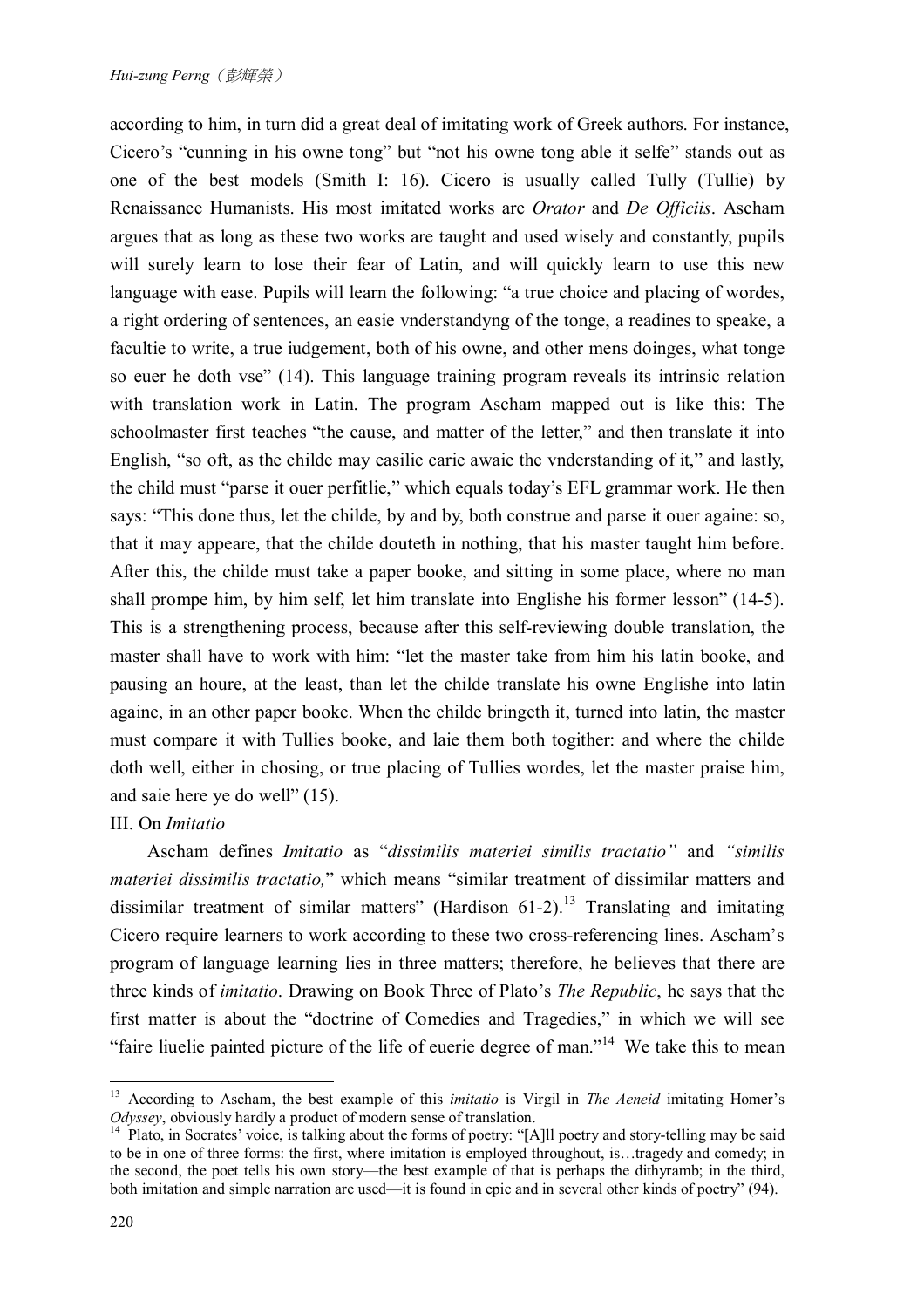according to him, in turn did a great deal of imitating work of Greek authors. For instance, Cicero's "cunning in his owne tong" but "not his owne tong able it selfe" stands out as one of the best models (Smith I: 16). Cicero is usually called Tully (Tullie) by Renaissance Humanists. His most imitated works are *Orator* and *De Officiis*. Ascham argues that as long as these two works are taught and used wisely and constantly, pupils will surely learn to lose their fear of Latin, and will quickly learn to use this new language with ease. Pupils will learn the following: "a true choice and placing of wordes, a right ordering of sentences, an easie vnderstandyng of the tonge, a readines to speake, a facultie to write, a true iudgement, both of his owne, and other mens doinges, what tonge so euer he doth vse" (14). This language training program reveals its intrinsic relation with translation work in Latin. The program Ascham mapped out is like this: The schoolmaster first teaches "the cause, and matter of the letter," and then translate it into English, "so oft, as the childe may easilie carie awaie the vnderstanding of it," and lastly, the child must "parse it ouer perfitlie," which equals today's EFL grammar work. He then says: "This done thus, let the childe, by and by, both construe and parse it ouer againe: so, that it may appeare, that the childe douteth in nothing, that his master taught him before. After this, the childe must take a paper booke, and sitting in some place, where no man shall prompe him, by him self, let him translate into Englishe his former lesson" (14-5). This is a strengthening process, because after this self-reviewing double translation, the master shall have to work with him: "let the master take from him his latin booke, and pausing an houre, at the least, than let the childe translate his owne Englishe into latin againe, in an other paper booke. When the childe bringeth it, turned into latin, the master must compare it with Tullies booke, and laie them both togither: and where the childe doth well, either in chosing, or true placing of Tullies wordes, let the master praise him, and saie here ye do well" (15).

## III. On *Imitatio*

Ascham defines *Imitatio* as "*dissimilis materiei similis tractatio"* and *"similis materiei dissimilis tractatio,*" which means "similar treatment of dissimilar matters and dissimilar treatment of similar matters" (Hardison 61-2).[13] Translating and imitating Cicero require learners to work according to these two cross-referencing lines. Ascham's program of language learning lies in three matters; therefore, he believes that there are three kinds of *imitatio*. Drawing on Book Three of Plato's *The Republic*, he says that the first matter is about the "doctrine of Comedies and Tragedies," in which we will see "faire liuelie painted picture of the life of euerie degree of man."[14] We take this to mean

---

[13] According to Ascham, the best example of this *imitatio* is Virgil in *The Aeneid* imitating Homer's *Odyssey*, obviously hardly a product of modern sense of translation.

[14] Plato, in Socrates' voice, is talking about the forms of poetry: "[A]ll poetry and story-telling may be said to be in one of three forms: the first, where imitation is employed throughout, is…tragedy and comedy; in the second, the poet tells his own story—the best example of that is perhaps the dithyramb; in the third, both imitation and simple narration are used—it is found in epic and in several other kinds of poetry" (94).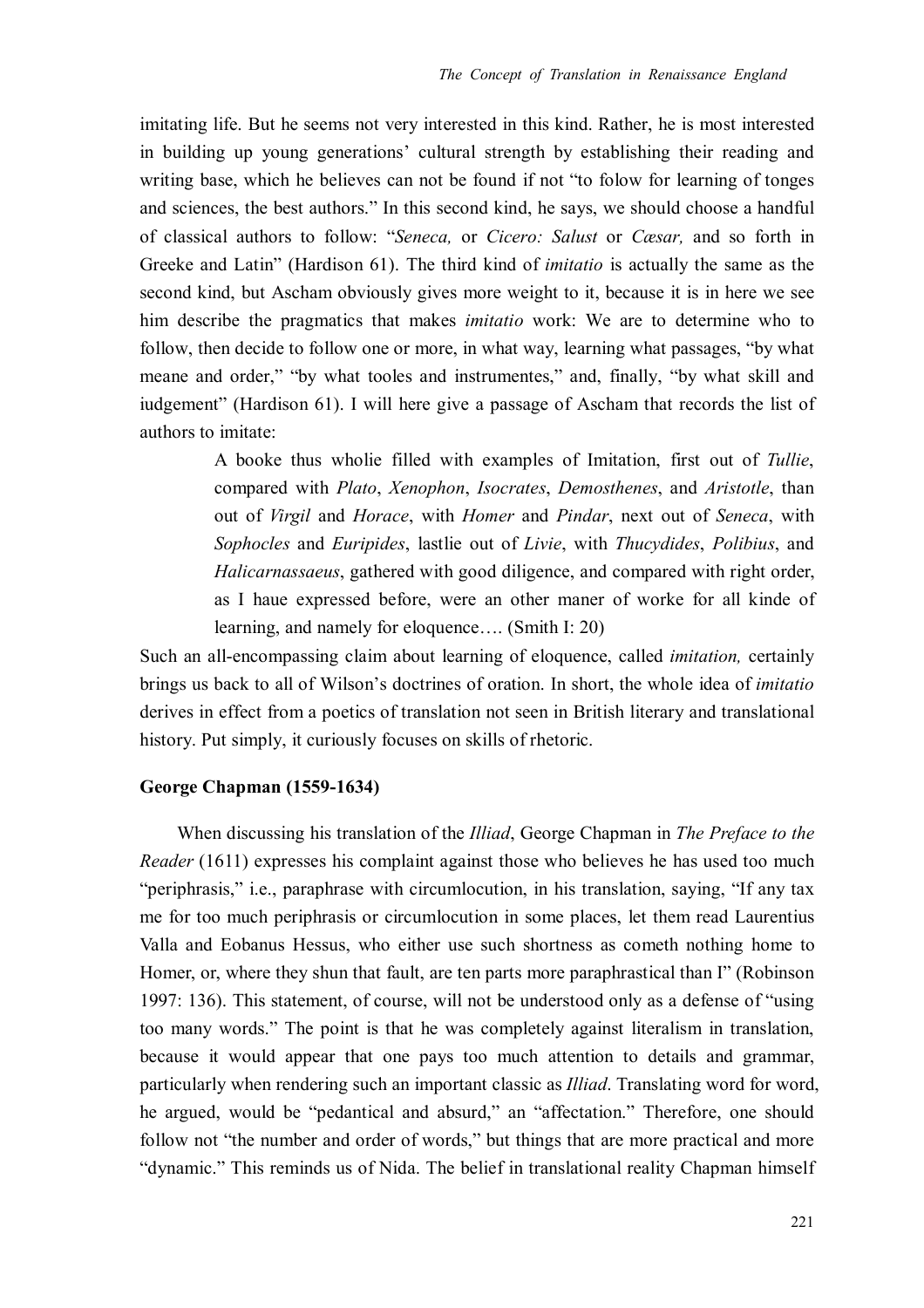imitating life. But he seems not very interested in this kind. Rather, he is most interested in building up young generations' cultural strength by establishing their reading and writing base, which he believes can not be found if not "to folow for learning of tonges and sciences, the best authors." In this second kind, he says, we should choose a handful of classical authors to follow: "*Seneca,* or *Cicero: Salust* or *Cæsar,* and so forth in Greeke and Latin" (Hardison 61). The third kind of *imitatio* is actually the same as the second kind, but Ascham obviously gives more weight to it, because it is in here we see him describe the pragmatics that makes *imitatio* work: We are to determine who to follow, then decide to follow one or more, in what way, learning what passages, "by what meane and order," "by what tooles and instrumentes," and, finally, "by what skill and iudgement" (Hardison 61). I will here give a passage of Ascham that records the list of authors to imitate:

> A booke thus wholie filled with examples of Imitation, first out of *Tullie*, compared with *Plato*, *Xenophon*, *Isocrates*, *Demosthenes*, and *Aristotle*, than out of *Virgil* and *Horace*, with *Homer* and *Pindar*, next out of *Seneca*, with *Sophocles* and *Euripides*, lastlie out of *Livie*, with *Thucydides*, *Polibius*, and *Halicarnassaeus*, gathered with good diligence, and compared with right order, as I haue expressed before, were an other maner of worke for all kinde of learning, and namely for eloquence…. (Smith I: 20)

Such an all-encompassing claim about learning of eloquence, called *imitation,* certainly brings us back to all of Wilson's doctrines of oration. In short, the whole idea of *imitatio* derives in effect from a poetics of translation not seen in British literary and translational history. Put simply, it curiously focuses on skills of rhetoric.

**George Chapman (1559-1634)**

When discussing his translation of the *Illiad*, George Chapman in *The Preface to the Reader* (1611) expresses his complaint against those who believes he has used too much "periphrasis," i.e., paraphrase with circumlocution, in his translation, saying, "If any tax me for too much periphrasis or circumlocution in some places, let them read Laurentius Valla and Eobanus Hessus, who either use such shortness as cometh nothing home to Homer, or, where they shun that fault, are ten parts more paraphrastical than I" (Robinson 1997: 136). This statement, of course, will not be understood only as a defense of "using too many words." The point is that he was completely against literalism in translation, because it would appear that one pays too much attention to details and grammar, particularly when rendering such an important classic as *Illiad*. Translating word for word, he argued, would be "pedantical and absurd," an "affectation." Therefore, one should follow not "the number and order of words," but things that are more practical and more "dynamic." This reminds us of Nida. The belief in translational reality Chapman himself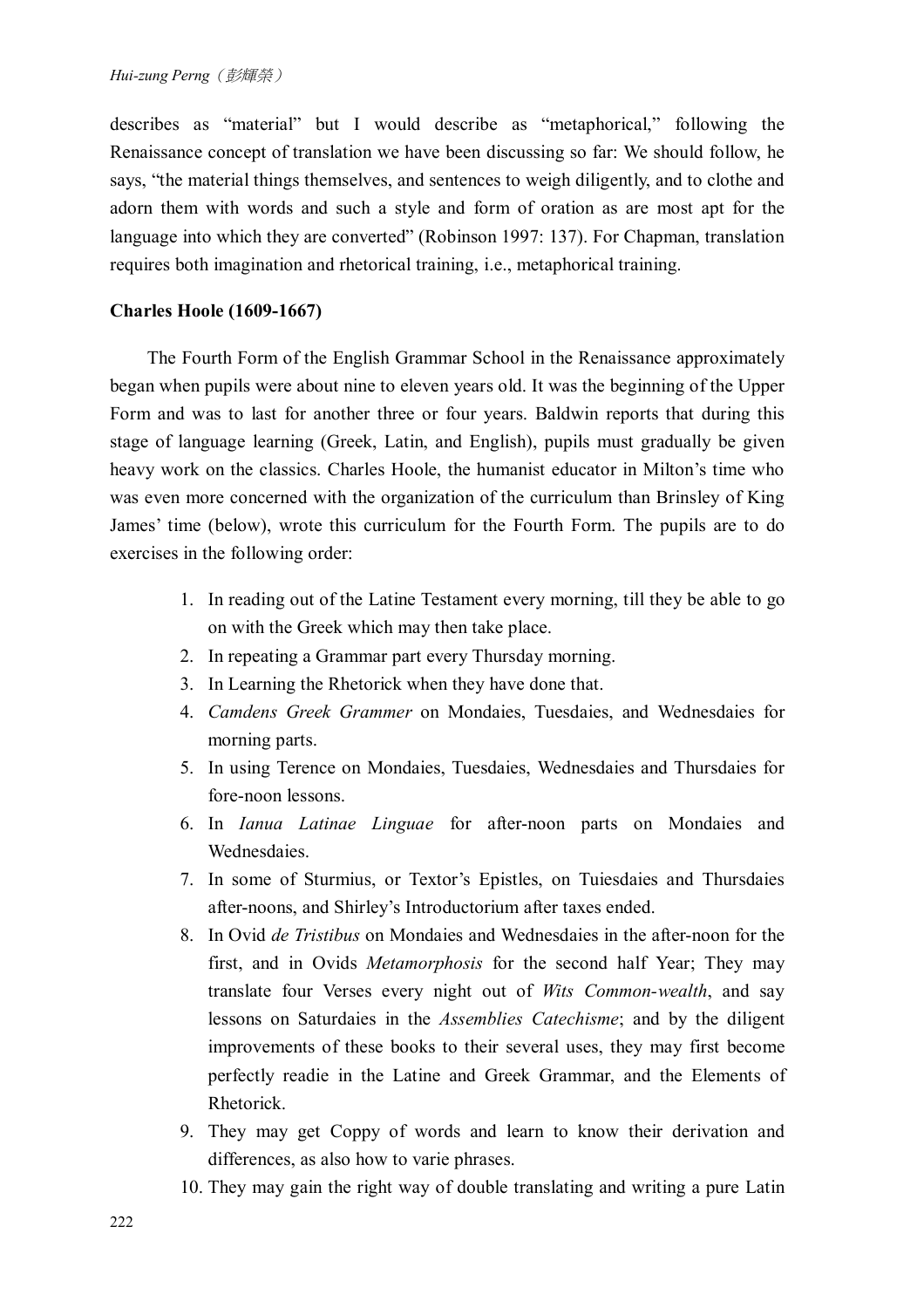describes as "material" but I would describe as "metaphorical," following the Renaissance concept of translation we have been discussing so far: We should follow, he says, "the material things themselves, and sentences to weigh diligently, and to clothe and adorn them with words and such a style and form of oration as are most apt for the language into which they are converted" (Robinson 1997: 137). For Chapman, translation requires both imagination and rhetorical training, i.e., metaphorical training.

**Charles Hoole (1609-1667)**

The Fourth Form of the English Grammar School in the Renaissance approximately began when pupils were about nine to eleven years old. It was the beginning of the Upper Form and was to last for another three or four years. Baldwin reports that during this stage of language learning (Greek, Latin, and English), pupils must gradually be given heavy work on the classics. Charles Hoole, the humanist educator in Milton's time who was even more concerned with the organization of the curriculum than Brinsley of King James' time (below), wrote this curriculum for the Fourth Form. The pupils are to do exercises in the following order:

1. In reading out of the Latine Testament every morning, till they be able to go on with the Greek which may then take place.
2. In repeating a Grammar part every Thursday morning.
3. In Learning the Rhetorick when they have done that.
4. *Camdens Greek Grammer* on Mondaies, Tuesdaies, and Wednesdaies for morning parts.
5. In using Terence on Mondaies, Tuesdaies, Wednesdaies and Thursdaies for fore-noon lessons.
6. In *Ianua Latinae Linguae* for after-noon parts on Mondaies and Wednesdaies.
7. In some of Sturmius, or Textor's Epistles, on Tuiesdaies and Thursdaies after-noons, and Shirley's Introductorium after taxes ended.
8. In Ovid *de Tristibus* on Mondaies and Wednesdaies in the after-noon for the first, and in Ovids *Metamorphosis* for the second half Year; They may translate four Verses every night out of *Wits Common-wealth*, and say lessons on Saturdaies in the *Assemblies Catechisme*; and by the diligent improvements of these books to their several uses, they may first become perfectly readie in the Latine and Greek Grammar, and the Elements of Rhetorick.
9. They may get Coppy of words and learn to know their derivation and differences, as also how to varie phrases.
10. They may gain the right way of double translating and writing a pure Latin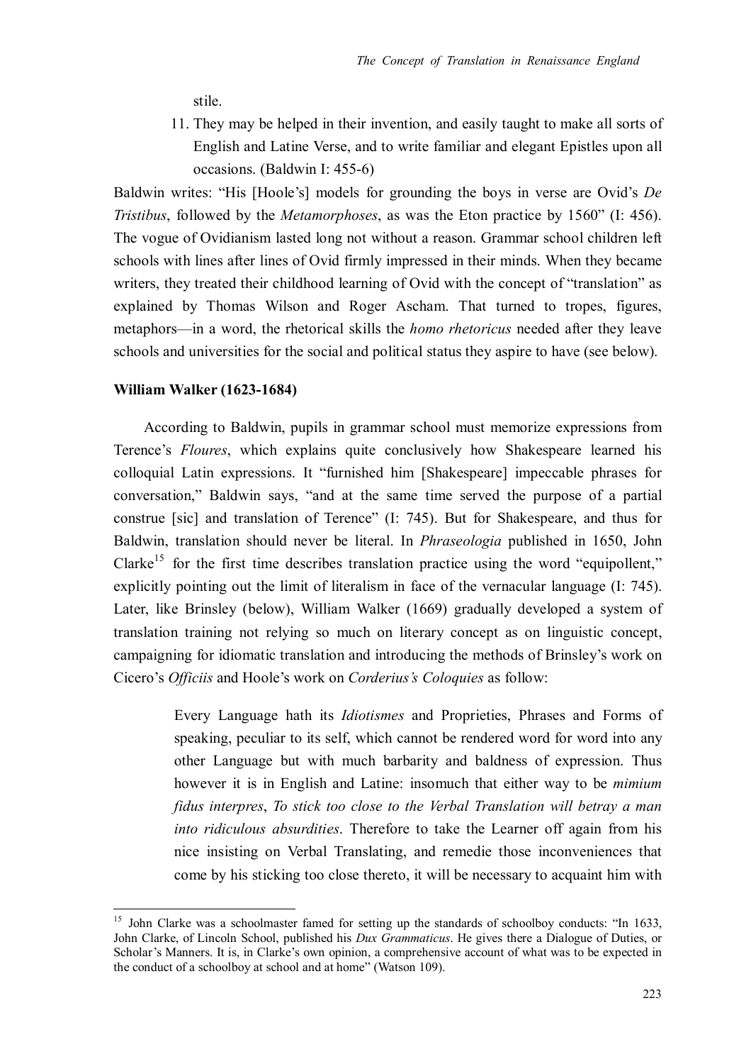stile.

11. They may be helped in their invention, and easily taught to make all sorts of English and Latine Verse, and to write familiar and elegant Epistles upon all occasions. (Baldwin I: 455-6)

Baldwin writes: "His [Hoole's] models for grounding the boys in verse are Ovid's *De Tristibus*, followed by the *Metamorphoses*, as was the Eton practice by 1560" (I: 456). The vogue of Ovidianism lasted long not without a reason. Grammar school children left schools with lines after lines of Ovid firmly impressed in their minds. When they became writers, they treated their childhood learning of Ovid with the concept of "translation" as explained by Thomas Wilson and Roger Ascham. That turned to tropes, figures, metaphors—in a word, the rhetorical skills the *homo rhetoricus* needed after they leave schools and universities for the social and political status they aspire to have (see below).

**William Walker (1623-1684)**

According to Baldwin, pupils in grammar school must memorize expressions from Terence's *Floures*, which explains quite conclusively how Shakespeare learned his colloquial Latin expressions. It "furnished him [Shakespeare] impeccable phrases for conversation," Baldwin says, "and at the same time served the purpose of a partial construe [sic] and translation of Terence" (I: 745). But for Shakespeare, and thus for Baldwin, translation should never be literal. In *Phraseologia* published in 1650, John Clarke[15] for the first time describes translation practice using the word "equipollent," explicitly pointing out the limit of literalism in face of the vernacular language (I: 745). Later, like Brinsley (below), William Walker (1669) gradually developed a system of translation training not relying so much on literary concept as on linguistic concept, campaigning for idiomatic translation and introducing the methods of Brinsley's work on Cicero's *Officiis* and Hoole's work on *Corderius's Coloquies* as follow:

> Every Language hath its *Idiotismes* and Proprieties, Phrases and Forms of speaking, peculiar to its self, which cannot be rendered word for word into any other Language but with much barbarity and baldness of expression. Thus however it is in English and Latine: insomuch that either way to be *mimium fidus interpres*, *To stick too close to the Verbal Translation will betray a man into ridiculous absurdities*. Therefore to take the Learner off again from his nice insisting on Verbal Translating, and remedie those inconveniences that come by his sticking too close thereto, it will be necessary to acquaint him with

[15] John Clarke was a schoolmaster famed for setting up the standards of schoolboy conducts: "In 1633, John Clarke, of Lincoln School, published his *Dux Grammaticus*. He gives there a Dialogue of Duties, or Scholar's Manners. It is, in Clarke's own opinion, a comprehensive account of what was to be expected in the conduct of a schoolboy at school and at home" (Watson 109).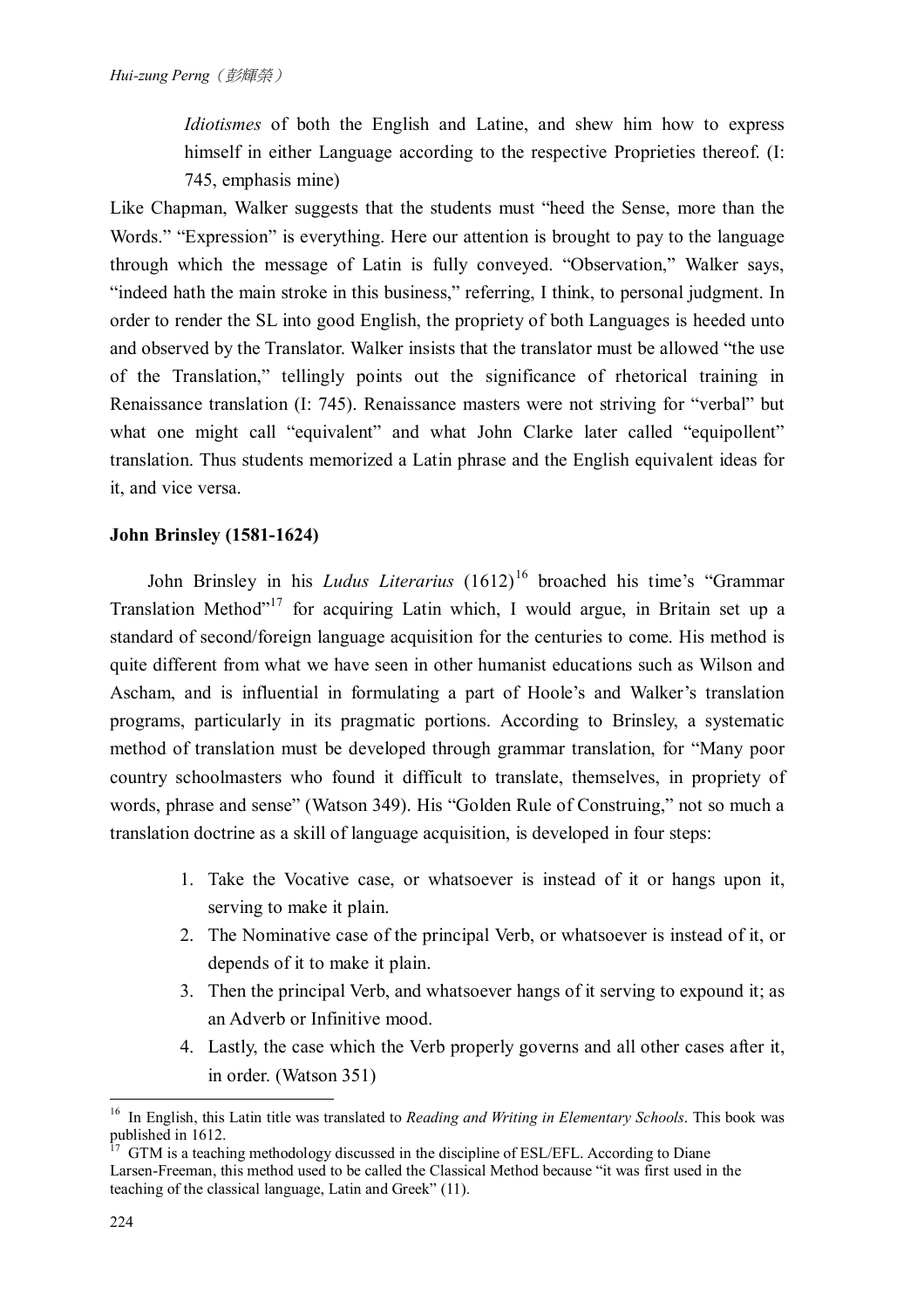> *Idiotismes* of both the English and Latine, and shew him how to express himself in either Language according to the respective Proprieties thereof. (I: 745, emphasis mine)

Like Chapman, Walker suggests that the students must "heed the Sense, more than the Words." "Expression" is everything. Here our attention is brought to pay to the language through which the message of Latin is fully conveyed. "Observation," Walker says, "indeed hath the main stroke in this business," referring, I think, to personal judgment. In order to render the SL into good English, the propriety of both Languages is heeded unto and observed by the Translator. Walker insists that the translator must be allowed "the use of the Translation," tellingly points out the significance of rhetorical training in Renaissance translation (I: 745). Renaissance masters were not striving for "verbal" but what one might call "equivalent" and what John Clarke later called "equipollent" translation. Thus students memorized a Latin phrase and the English equivalent ideas for it, and vice versa.

**John Brinsley (1581-1624)**

John Brinsley in his *Ludus Literarius* (1612)[16] broached his time's "Grammar Translation Method"[17] for acquiring Latin which, I would argue, in Britain set up a standard of second/foreign language acquisition for the centuries to come. His method is quite different from what we have seen in other humanist educations such as Wilson and Ascham, and is influential in formulating a part of Hoole's and Walker's translation programs, particularly in its pragmatic portions. According to Brinsley, a systematic method of translation must be developed through grammar translation, for "Many poor country schoolmasters who found it difficult to translate, themselves, in propriety of words, phrase and sense" (Watson 349). His "Golden Rule of Construing," not so much a translation doctrine as a skill of language acquisition, is developed in four steps:

> 1. Take the Vocative case, or whatsoever is instead of it or hangs upon it, serving to make it plain.
> 2. The Nominative case of the principal Verb, or whatsoever is instead of it, or depends of it to make it plain.
> 3. Then the principal Verb, and whatsoever hangs of it serving to expound it; as an Adverb or Infinitive mood.
> 4. Lastly, the case which the Verb properly governs and all other cases after it, in order. (Watson 351)

---

[16] In English, this Latin title was translated to *Reading and Writing in Elementary Schools*. This book was published in 1612.

[17] GTM is a teaching methodology discussed in the discipline of ESL/EFL. According to Diane Larsen-Freeman, this method used to be called the Classical Method because "it was first used in the teaching of the classical language, Latin and Greek" (11).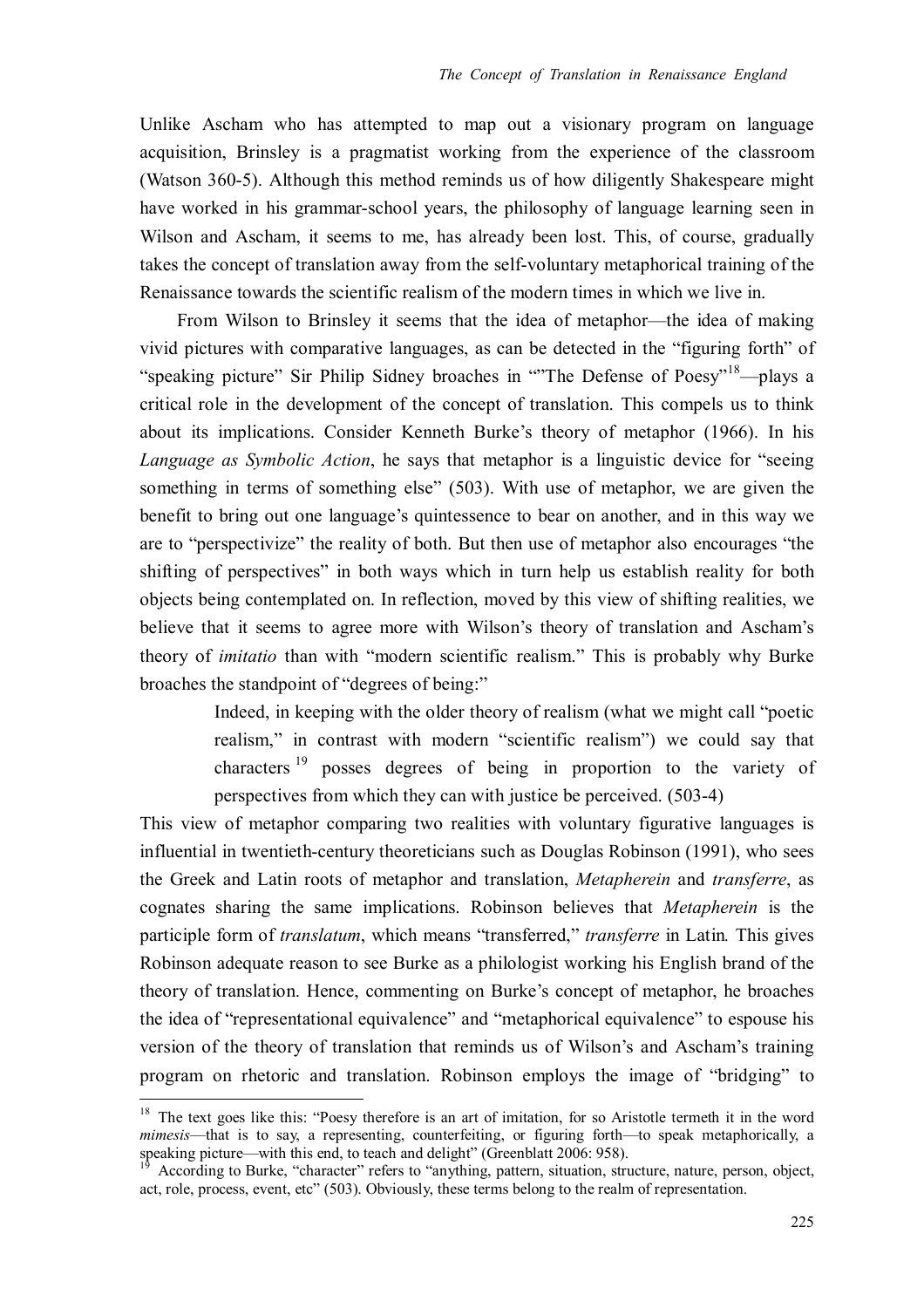Unlike Ascham who has attempted to map out a visionary program on language acquisition, Brinsley is a pragmatist working from the experience of the classroom (Watson 360-5). Although this method reminds us of how diligently Shakespeare might have worked in his grammar-school years, the philosophy of language learning seen in Wilson and Ascham, it seems to me, has already been lost. This, of course, gradually takes the concept of translation away from the self-voluntary metaphorical training of the Renaissance towards the scientific realism of the modern times in which we live in.

From Wilson to Brinsley it seems that the idea of metaphor—the idea of making vivid pictures with comparative languages, as can be detected in the "figuring forth" of "speaking picture" Sir Philip Sidney broaches in ""The Defense of Poesy"[18]—plays a critical role in the development of the concept of translation. This compels us to think about its implications. Consider Kenneth Burke's theory of metaphor (1966). In his *Language as Symbolic Action*, he says that metaphor is a linguistic device for "seeing something in terms of something else" (503). With use of metaphor, we are given the benefit to bring out one language's quintessence to bear on another, and in this way we are to "perspectivize" the reality of both. But then use of metaphor also encourages "the shifting of perspectives" in both ways which in turn help us establish reality for both objects being contemplated on. In reflection, moved by this view of shifting realities, we believe that it seems to agree more with Wilson's theory of translation and Ascham's theory of *imitatio* than with "modern scientific realism." This is probably why Burke broaches the standpoint of "degrees of being:"

> Indeed, in keeping with the older theory of realism (what we might call "poetic realism," in contrast with modern "scientific realism") we could say that characters [19] posses degrees of being in proportion to the variety of perspectives from which they can with justice be perceived. (503-4)

This view of metaphor comparing two realities with voluntary figurative languages is influential in twentieth-century theoreticians such as Douglas Robinson (1991), who sees the Greek and Latin roots of metaphor and translation, *Metapherein* and *transferre*, as cognates sharing the same implications. Robinson believes that *Metapherein* is the participle form of *translatum*, which means "transferred," *transferre* in Latin. This gives Robinson adequate reason to see Burke as a philologist working his English brand of the theory of translation. Hence, commenting on Burke's concept of metaphor, he broaches the idea of "representational equivalence" and "metaphorical equivalence" to espouse his version of the theory of translation that reminds us of Wilson's and Ascham's training program on rhetoric and translation. Robinson employs the image of "bridging" to

---

[18] The text goes like this: "Poesy therefore is an art of imitation, for so Aristotle termeth it in the word *mimesis*—that is to say, a representing, counterfeiting, or figuring forth—to speak metaphorically, a speaking picture—with this end, to teach and delight" (Greenblatt 2006: 958).

[19] According to Burke, "character" refers to "anything, pattern, situation, structure, nature, person, object, act, role, process, event, etc" (503). Obviously, these terms belong to the realm of representation.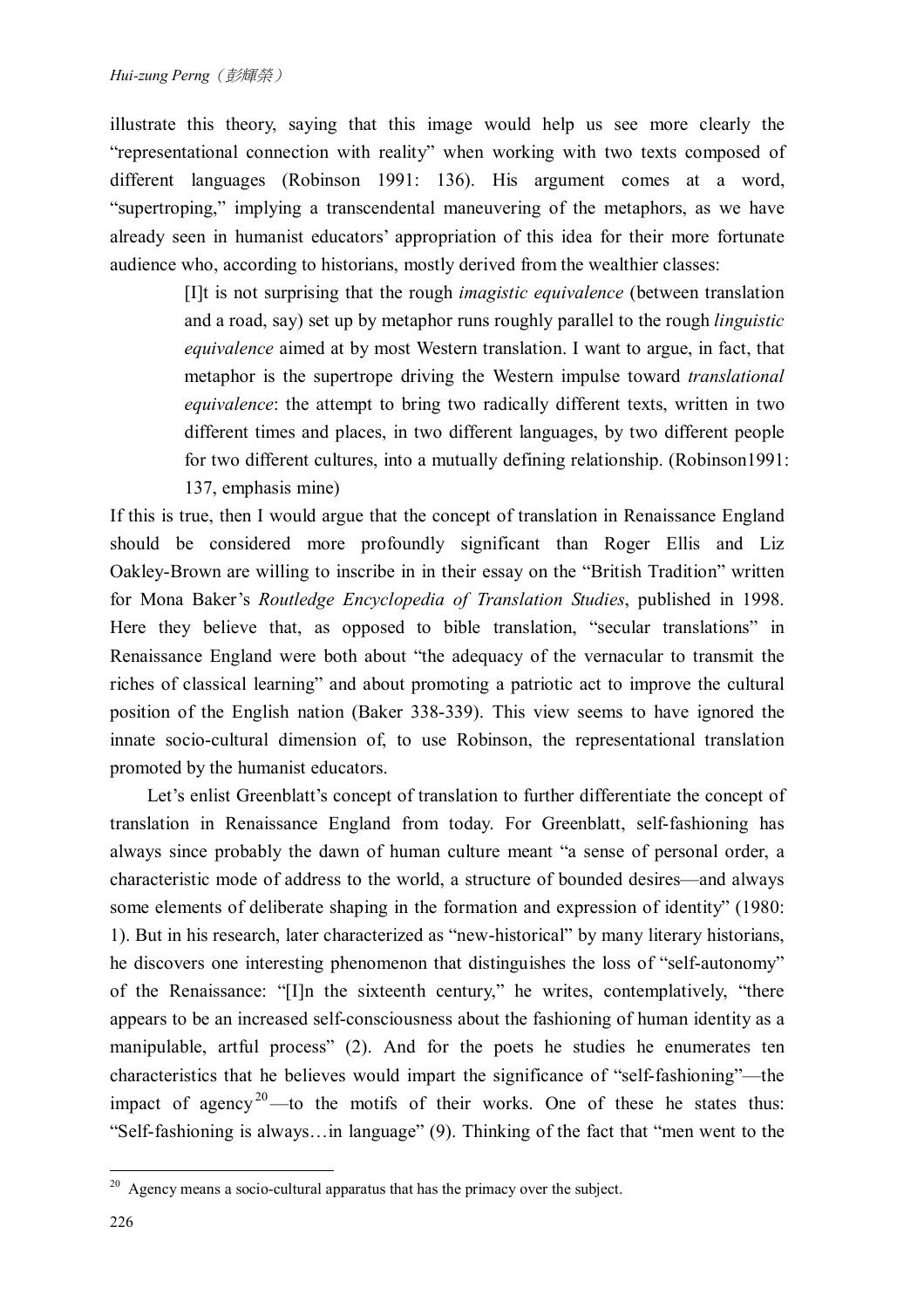illustrate this theory, saying that this image would help us see more clearly the "representational connection with reality" when working with two texts composed of different languages (Robinson 1991: 136). His argument comes at a word, "supertroping," implying a transcendental maneuvering of the metaphors, as we have already seen in humanist educators' appropriation of this idea for their more fortunate audience who, according to historians, mostly derived from the wealthier classes:

> [I]t is not surprising that the rough *imagistic equivalence* (between translation and a road, say) set up by metaphor runs roughly parallel to the rough *linguistic equivalence* aimed at by most Western translation. I want to argue, in fact, that metaphor is the supertrope driving the Western impulse toward *translational equivalence*: the attempt to bring two radically different texts, written in two different times and places, in two different languages, by two different people for two different cultures, into a mutually defining relationship. (Robinson1991: 137, emphasis mine)

If this is true, then I would argue that the concept of translation in Renaissance England should be considered more profoundly significant than Roger Ellis and Liz Oakley-Brown are willing to inscribe in in their essay on the "British Tradition" written for Mona Baker's *Routledge Encyclopedia of Translation Studies*, published in 1998. Here they believe that, as opposed to bible translation, "secular translations" in Renaissance England were both about "the adequacy of the vernacular to transmit the riches of classical learning" and about promoting a patriotic act to improve the cultural position of the English nation (Baker 338-339). This view seems to have ignored the innate socio-cultural dimension of, to use Robinson, the representational translation promoted by the humanist educators.

Let's enlist Greenblatt's concept of translation to further differentiate the concept of translation in Renaissance England from today. For Greenblatt, self-fashioning has always since probably the dawn of human culture meant "a sense of personal order, a characteristic mode of address to the world, a structure of bounded desires—and always some elements of deliberate shaping in the formation and expression of identity" (1980: 1). But in his research, later characterized as "new-historical" by many literary historians, he discovers one interesting phenomenon that distinguishes the loss of "self-autonomy" of the Renaissance: "[I]n the sixteenth century," he writes, contemplatively, "there appears to be an increased self-consciousness about the fashioning of human identity as a manipulable, artful process" (2). And for the poets he studies he enumerates ten characteristics that he believes would impart the significance of "self-fashioning"—the impact of agency[20]—to the motifs of their works. One of these he states thus: "Self-fashioning is always…in language" (9). Thinking of the fact that "men went to the

---

[20] Agency means a socio-cultural apparatus that has the primacy over the subject.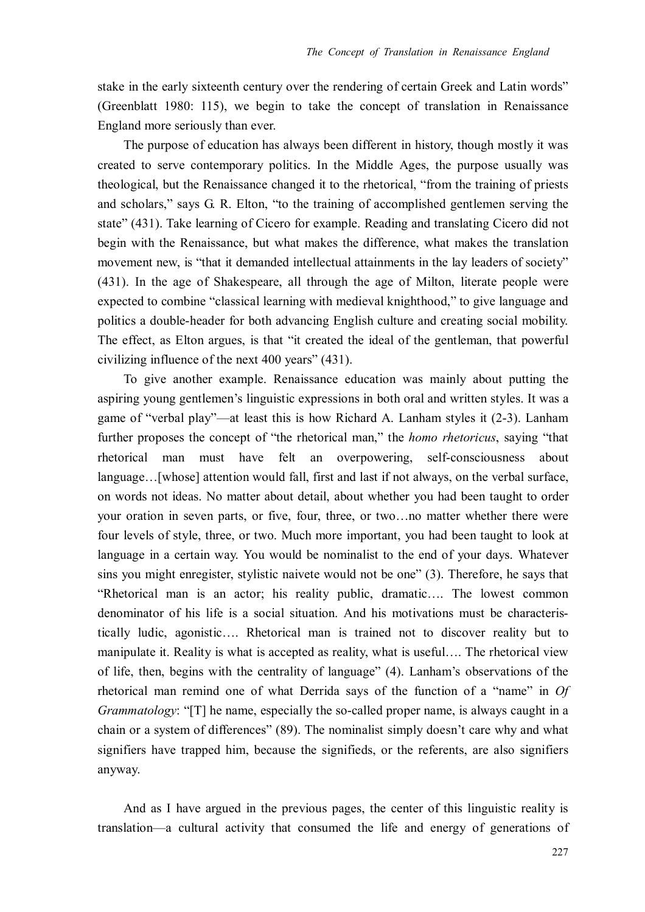stake in the early sixteenth century over the rendering of certain Greek and Latin words" (Greenblatt 1980: 115), we begin to take the concept of translation in Renaissance England more seriously than ever.

The purpose of education has always been different in history, though mostly it was created to serve contemporary politics. In the Middle Ages, the purpose usually was theological, but the Renaissance changed it to the rhetorical, "from the training of priests and scholars," says G. R. Elton, "to the training of accomplished gentlemen serving the state" (431). Take learning of Cicero for example. Reading and translating Cicero did not begin with the Renaissance, but what makes the difference, what makes the translation movement new, is "that it demanded intellectual attainments in the lay leaders of society" (431). In the age of Shakespeare, all through the age of Milton, literate people were expected to combine "classical learning with medieval knighthood," to give language and politics a double-header for both advancing English culture and creating social mobility. The effect, as Elton argues, is that "it created the ideal of the gentleman, that powerful civilizing influence of the next 400 years" (431).

To give another example. Renaissance education was mainly about putting the aspiring young gentlemen's linguistic expressions in both oral and written styles. It was a game of "verbal play"—at least this is how Richard A. Lanham styles it (2-3). Lanham further proposes the concept of "the rhetorical man," the *homo rhetoricus*, saying "that rhetorical man must have felt an overpowering, self-consciousness about language…[whose] attention would fall, first and last if not always, on the verbal surface, on words not ideas. No matter about detail, about whether you had been taught to order your oration in seven parts, or five, four, three, or two…no matter whether there were four levels of style, three, or two. Much more important, you had been taught to look at language in a certain way. You would be nominalist to the end of your days. Whatever sins you might enregister, stylistic naivete would not be one" (3). Therefore, he says that "Rhetorical man is an actor; his reality public, dramatic…. The lowest common denominator of his life is a social situation. And his motivations must be characteristically ludic, agonistic…. Rhetorical man is trained not to discover reality but to manipulate it. Reality is what is accepted as reality, what is useful…. The rhetorical view of life, then, begins with the centrality of language" (4). Lanham's observations of the rhetorical man remind one of what Derrida says of the function of a "name" in *Of Grammatology*: "[T] he name, especially the so-called proper name, is always caught in a chain or a system of differences" (89). The nominalist simply doesn't care why and what signifiers have trapped him, because the signifieds, or the referents, are also signifiers anyway.

And as I have argued in the previous pages, the center of this linguistic reality is translation—a cultural activity that consumed the life and energy of generations of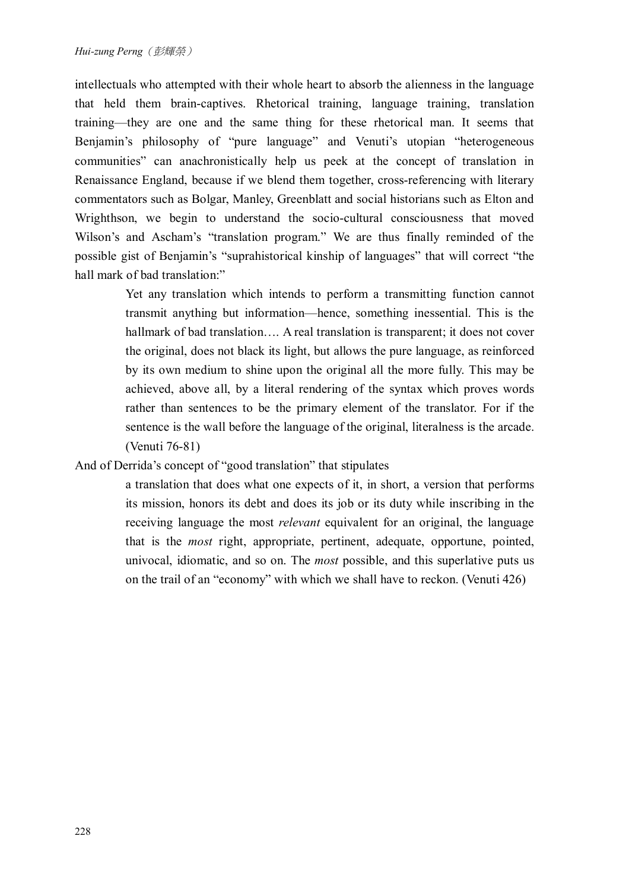intellectuals who attempted with their whole heart to absorb the alienness in the language that held them brain-captives. Rhetorical training, language training, translation training—they are one and the same thing for these rhetorical man. It seems that Benjamin's philosophy of "pure language" and Venuti's utopian "heterogeneous communities" can anachronistically help us peek at the concept of translation in Renaissance England, because if we blend them together, cross-referencing with literary commentators such as Bolgar, Manley, Greenblatt and social historians such as Elton and Wrighthson, we begin to understand the socio-cultural consciousness that moved Wilson's and Ascham's "translation program." We are thus finally reminded of the possible gist of Benjamin's "suprahistorical kinship of languages" that will correct "the hall mark of bad translation:"

> Yet any translation which intends to perform a transmitting function cannot transmit anything but information—hence, something inessential. This is the hallmark of bad translation…. A real translation is transparent; it does not cover the original, does not black its light, but allows the pure language, as reinforced by its own medium to shine upon the original all the more fully. This may be achieved, above all, by a literal rendering of the syntax which proves words rather than sentences to be the primary element of the translator. For if the sentence is the wall before the language of the original, literalness is the arcade. (Venuti 76-81)

And of Derrida's concept of "good translation" that stipulates

> a translation that does what one expects of it, in short, a version that performs its mission, honors its debt and does its job or its duty while inscribing in the receiving language the most *relevant* equivalent for an original, the language that is the *most* right, appropriate, pertinent, adequate, opportune, pointed, univocal, idiomatic, and so on. The *most* possible, and this superlative puts us on the trail of an "economy" with which we shall have to reckon. (Venuti 426)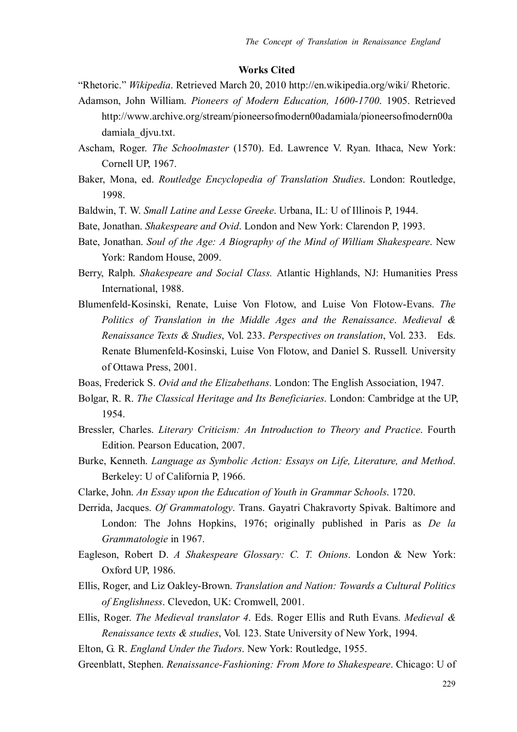**Works Cited**

"Rhetoric." *Wikipedia*. Retrieved March 20, 2010 http://en.wikipedia.org/wiki/ Rhetoric.

Adamson, John William. *Pioneers of Modern Education, 1600-1700*. 1905. Retrieved http://www.archive.org/stream/pioneersofmodern00adamiala/pioneersofmodern00adamiala_djvu.txt.

Ascham, Roger. *The Schoolmaster* (1570). Ed. Lawrence V. Ryan. Ithaca, New York: Cornell UP, 1967.

Baker, Mona, ed. *Routledge Encyclopedia of Translation Studies*. London: Routledge, 1998.

Baldwin, T. W. *Small Latine and Lesse Greeke*. Urbana, IL: U of Illinois P, 1944.

Bate, Jonathan. *Shakespeare and Ovid*. London and New York: Clarendon P, 1993.

Bate, Jonathan. *Soul of the Age: A Biography of the Mind of William Shakespeare*. New York: Random House, 2009.

Berry, Ralph. *Shakespeare and Social Class.* Atlantic Highlands, NJ: Humanities Press International, 1988.

Blumenfeld-Kosinski, Renate, Luise Von Flotow, and Luise Von Flotow-Evans. *The Politics of Translation in the Middle Ages and the Renaissance*. *Medieval & Renaissance Texts & Studies*, Vol. 233. *Perspectives on translation*, Vol. 233. Eds. Renate Blumenfeld-Kosinski, Luise Von Flotow, and Daniel S. Russell. University of Ottawa Press, 2001.

Boas, Frederick S. *Ovid and the Elizabethans*. London: The English Association, 1947.

Bolgar, R. R. *The Classical Heritage and Its Beneficiaries*. London: Cambridge at the UP, 1954.

Bressler, Charles. *Literary Criticism: An Introduction to Theory and Practice*. Fourth Edition. Pearson Education, 2007.

Burke, Kenneth. *Language as Symbolic Action: Essays on Life, Literature, and Method*. Berkeley: U of California P, 1966.

Clarke, John. *An Essay upon the Education of Youth in Grammar Schools*. 1720.

Derrida, Jacques. *Of Grammatology*. Trans. Gayatri Chakravorty Spivak. Baltimore and London: The Johns Hopkins, 1976; originally published in Paris as *De la Grammatologie* in 1967.

Eagleson, Robert D. *A Shakespeare Glossary: C. T. Onions*. London & New York: Oxford UP, 1986.

Ellis, Roger, and Liz Oakley-Brown. *Translation and Nation: Towards a Cultural Politics of Englishness*. Clevedon, UK: Cromwell, 2001.

Ellis, Roger. *The Medieval translator 4*. Eds. Roger Ellis and Ruth Evans. *Medieval & Renaissance texts & studies*, Vol. 123. State University of New York, 1994.

Elton, G. R. *England Under the Tudors*. New York: Routledge, 1955.

Greenblatt, Stephen. *Renaissance-Fashioning: From More to Shakespeare*. Chicago: U of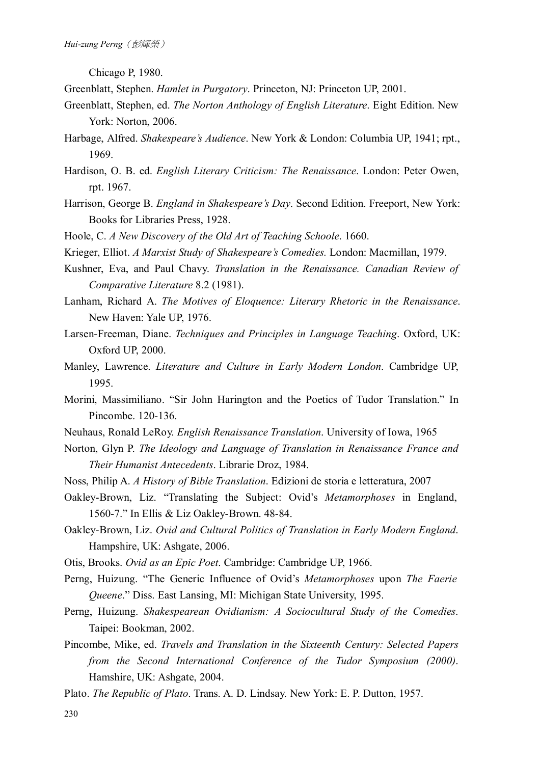Chicago P, 1980.

Greenblatt, Stephen. *Hamlet in Purgatory*. Princeton, NJ: Princeton UP, 2001.

Greenblatt, Stephen, ed. *The Norton Anthology of English Literature*. Eight Edition. New York: Norton, 2006.

Harbage, Alfred. *Shakespeare's Audience*. New York & London: Columbia UP, 1941; rpt., 1969.

Hardison, O. B. ed. *English Literary Criticism: The Renaissance*. London: Peter Owen, rpt. 1967.

Harrison, George B. *England in Shakespeare's Day*. Second Edition. Freeport, New York: Books for Libraries Press, 1928.

Hoole, C. *A New Discovery of the Old Art of Teaching Schoole*. 1660.

Krieger, Elliot. *A Marxist Study of Shakespeare's Comedies.* London: Macmillan, 1979.

Kushner, Eva, and Paul Chavy. *Translation in the Renaissance. Canadian Review of Comparative Literature* 8.2 (1981).

Lanham, Richard A. *The Motives of Eloquence: Literary Rhetoric in the Renaissance*. New Haven: Yale UP, 1976.

Larsen-Freeman, Diane. *Techniques and Principles in Language Teaching*. Oxford, UK: Oxford UP, 2000.

Manley, Lawrence. *Literature and Culture in Early Modern London*. Cambridge UP, 1995.

Morini, Massimiliano. "Sir John Harington and the Poetics of Tudor Translation." In Pincombe. 120-136.

Neuhaus, Ronald LeRoy. *English Renaissance Translation*. University of Iowa, 1965

Norton, Glyn P. *The Ideology and Language of Translation in Renaissance France and Their Humanist Antecedents*. Librarie Droz, 1984.

Noss, Philip A. *A History of Bible Translation*. Edizioni de storia e letteratura, 2007

Oakley-Brown, Liz. "Translating the Subject: Ovid's *Metamorphoses* in England, 1560-7." In Ellis & Liz Oakley-Brown. 48-84.

Oakley-Brown, Liz. *Ovid and Cultural Politics of Translation in Early Modern England*. Hampshire, UK: Ashgate, 2006.

Otis, Brooks. *Ovid as an Epic Poet*. Cambridge: Cambridge UP, 1966.

Perng, Huizung. "The Generic Influence of Ovid's *Metamorphoses* upon *The Faerie Queene*." Diss. East Lansing, MI: Michigan State University, 1995.

Perng, Huizung. *Shakespearean Ovidianism: A Sociocultural Study of the Comedies*. Taipei: Bookman, 2002.

Pincombe, Mike, ed. *Travels and Translation in the Sixteenth Century: Selected Papers from the Second International Conference of the Tudor Symposium (2000)*. Hamshire, UK: Ashgate, 2004.

Plato. *The Republic of Plato*. Trans. A. D. Lindsay. New York: E. P. Dutton, 1957.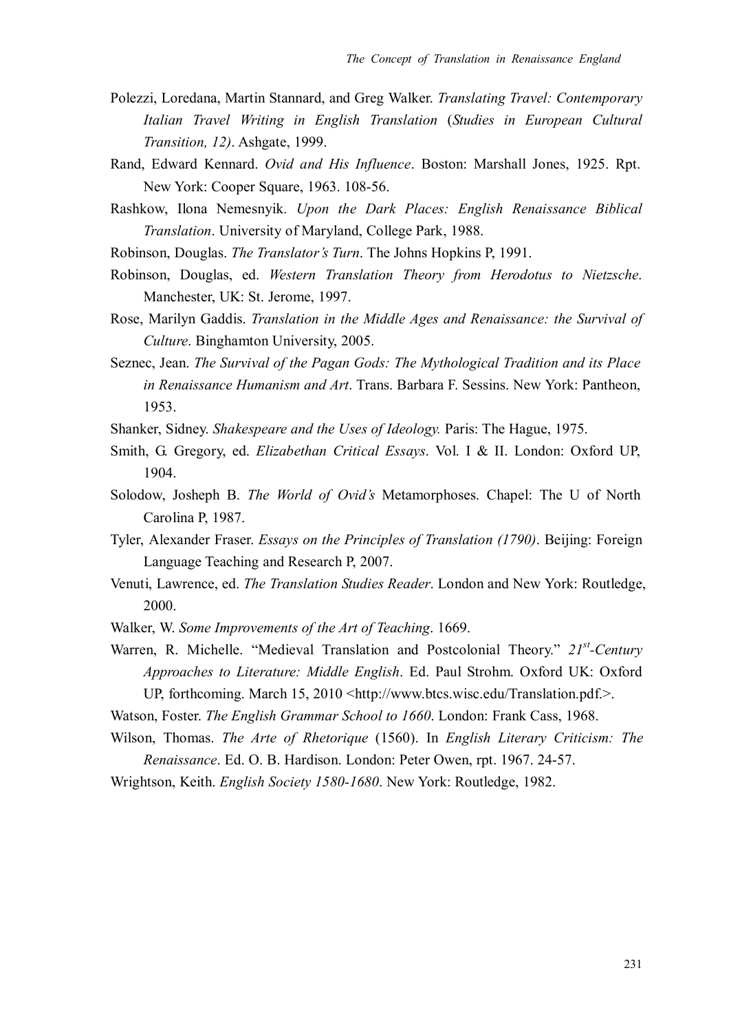Polezzi, Loredana, Martin Stannard, and Greg Walker. *Translating Travel: Contemporary Italian Travel Writing in English Translation* (*Studies in European Cultural Transition, 12)*. Ashgate, 1999.

Rand, Edward Kennard. *Ovid and His Influence*. Boston: Marshall Jones, 1925. Rpt. New York: Cooper Square, 1963. 108-56.

Rashkow, Ilona Nemesnyik. *Upon the Dark Places: English Renaissance Biblical Translation*. University of Maryland, College Park, 1988.

Robinson, Douglas. *The Translator's Turn*. The Johns Hopkins P, 1991.

Robinson, Douglas, ed. *Western Translation Theory from Herodotus to Nietzsche*. Manchester, UK: St. Jerome, 1997.

Rose, Marilyn Gaddis. *Translation in the Middle Ages and Renaissance: the Survival of Culture*. Binghamton University, 2005.

Seznec, Jean. *The Survival of the Pagan Gods: The Mythological Tradition and its Place in Renaissance Humanism and Art*. Trans. Barbara F. Sessins. New York: Pantheon, 1953.

Shanker, Sidney. *Shakespeare and the Uses of Ideology.* Paris: The Hague, 1975.

Smith, G. Gregory, ed. *Elizabethan Critical Essays*. Vol. I & II. London: Oxford UP, 1904.

Solodow, Josheph B. *The World of Ovid's* Metamorphoses. Chapel: The U of North Carolina P, 1987.

Tyler, Alexander Fraser. *Essays on the Principles of Translation (1790)*. Beijing: Foreign Language Teaching and Research P, 2007.

Venuti, Lawrence, ed. *The Translation Studies Reader*. London and New York: Routledge, 2000.

Walker, W. *Some Improvements of the Art of Teaching*. 1669.

Warren, R. Michelle. "Medieval Translation and Postcolonial Theory." *21st-Century Approaches to Literature: Middle English*. Ed. Paul Strohm. Oxford UK: Oxford UP, forthcoming. March 15, 2010 <http://www.btcs.wisc.edu/Translation.pdf.>.

Watson, Foster. *The English Grammar School to 1660*. London: Frank Cass, 1968.

Wilson, Thomas. *The Arte of Rhetorique* (1560). In *English Literary Criticism: The Renaissance*. Ed. O. B. Hardison. London: Peter Owen, rpt. 1967. 24-57.

Wrightson, Keith. *English Society 1580-1680*. New York: Routledge, 1982.